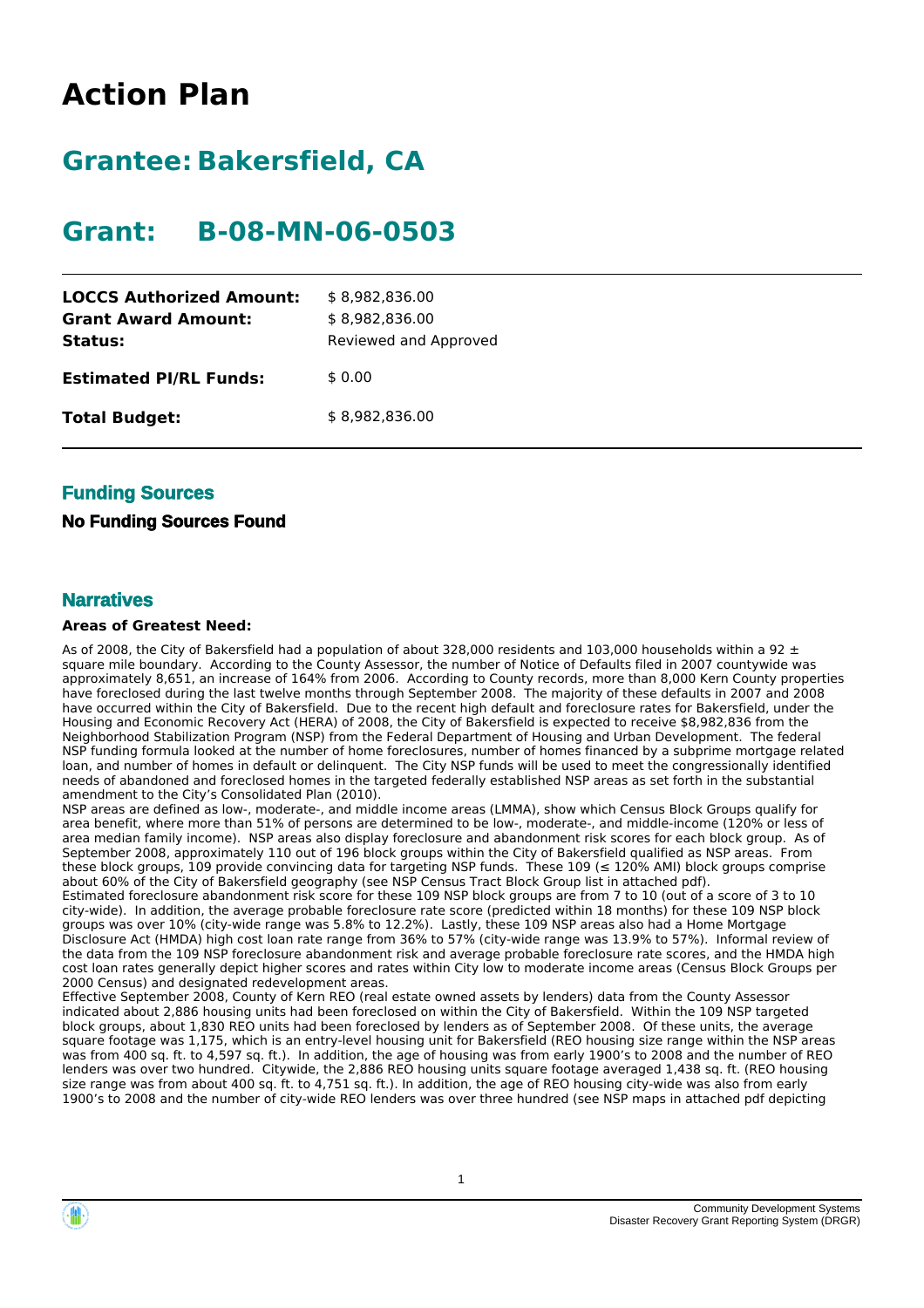# Action Plan

## Grantee: Bakersfield, CA

## Grant: B-08-MN-06-0503

| | |
|---|---|
| **LOCCS Authorized Amount:** | $ 8,982,836.00 |
| **Grant Award Amount:** | $ 8,982,836.00 |
| **Status:** | Reviewed and Approved |
| **Estimated PI/RL Funds:** | $ 0.00 |
| **Total Budget:** | $ 8,982,836.00 |

### Funding Sources

**No Funding Sources Found**

### Narratives

**Areas of Greatest Need:**

As of 2008, the City of Bakersfield had a population of about 328,000 residents and 103,000 households within a 92 ± square mile boundary. According to the County Assessor, the number of Notice of Defaults filed in 2007 countywide was approximately 8,651, an increase of 164% from 2006. According to County records, more than 8,000 Kern County properties have foreclosed during the last twelve months through September 2008. The majority of these defaults in 2007 and 2008 have occurred within the City of Bakersfield. Due to the recent high default and foreclosure rates for Bakersfield, under the Housing and Economic Recovery Act (HERA) of 2008, the City of Bakersfield is expected to receive $8,982,836 from the Neighborhood Stabilization Program (NSP) from the Federal Department of Housing and Urban Development. The federal NSP funding formula looked at the number of home foreclosures, number of homes financed by a subprime mortgage related loan, and number of homes in default or delinquent. The City NSP funds will be used to meet the congressionally identified needs of abandoned and foreclosed homes in the targeted federally established NSP areas as set forth in the substantial amendment to the City's Consolidated Plan (2010).

NSP areas are defined as low-, moderate-, and middle income areas (LMMA), show which Census Block Groups qualify for area benefit, where more than 51% of persons are determined to be low-, moderate-, and middle-income (120% or less of area median family income). NSP areas also display foreclosure and abandonment risk scores for each block group. As of September 2008, approximately 110 out of 196 block groups within the City of Bakersfield qualified as NSP areas. From these block groups, 109 provide convincing data for targeting NSP funds. These 109 (≤ 120% AMI) block groups comprise about 60% of the City of Bakersfield geography (see NSP Census Tract Block Group list in attached pdf).

Estimated foreclosure abandonment risk score for these 109 NSP block groups are from 7 to 10 (out of a score of 3 to 10 city-wide). In addition, the average probable foreclosure rate score (predicted within 18 months) for these 109 NSP block groups was over 10% (city-wide range was 5.8% to 12.2%). Lastly, these 109 NSP areas also had a Home Mortgage Disclosure Act (HMDA) high cost loan rate range from 36% to 57% (city-wide range was 13.9% to 57%). Informal review of the data from the 109 NSP foreclosure abandonment risk and average probable foreclosure rate scores, and the HMDA high cost loan rates generally depict higher scores and rates within City low to moderate income areas (Census Block Groups per 2000 Census) and designated redevelopment areas.

Effective September 2008, County of Kern REO (real estate owned assets by lenders) data from the County Assessor indicated about 2,886 housing units had been foreclosed on within the City of Bakersfield. Within the 109 NSP targeted block groups, about 1,830 REO units had been foreclosed by lenders as of September 2008. Of these units, the average square footage was 1,175, which is an entry-level housing unit for Bakersfield (REO housing size range within the NSP areas was from 400 sq. ft. to 4,597 sq. ft.). In addition, the age of housing was from early 1900's to 2008 and the number of REO lenders was over two hundred. Citywide, the 2,886 REO housing units square footage averaged 1,438 sq. ft. (REO housing size range was from about 400 sq. ft. to 4,751 sq. ft.). In addition, the age of REO housing city-wide was also from early 1900's to 2008 and the number of city-wide REO lenders was over three hundred (see NSP maps in attached pdf depicting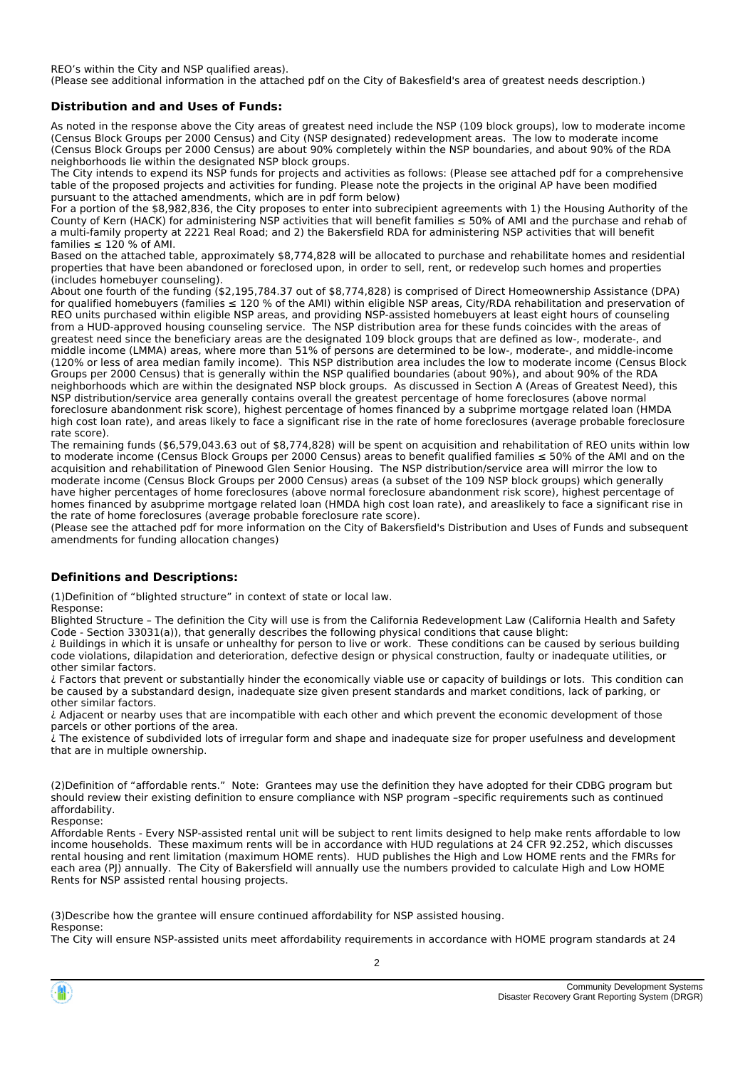REO's within the City and NSP qualified areas).
(Please see additional information in the attached pdf on the City of Bakesfield's area of greatest needs description.)

### Distribution and and Uses of Funds:

As noted in the response above the City areas of greatest need include the NSP (109 block groups), low to moderate income (Census Block Groups per 2000 Census) and City (NSP designated) redevelopment areas. The low to moderate income (Census Block Groups per 2000 Census) are about 90% completely within the NSP boundaries, and about 90% of the RDA neighborhoods lie within the designated NSP block groups.
The City intends to expend its NSP funds for projects and activities as follows: (Please see attached pdf for a comprehensive table of the proposed projects and activities for funding. Please note the projects in the original AP have been modified pursuant to the attached amendments, which are in pdf form below)
For a portion of the $8,982,836, the City proposes to enter into subrecipient agreements with 1) the Housing Authority of the County of Kern (HACK) for administering NSP activities that will benefit families ≤ 50% of AMI and the purchase and rehab of a multi-family property at 2221 Real Road; and 2) the Bakersfield RDA for administering NSP activities that will benefit families ≤ 120 % of AMI.
Based on the attached table, approximately $8,774,828 will be allocated to purchase and rehabilitate homes and residential properties that have been abandoned or foreclosed upon, in order to sell, rent, or redevelop such homes and properties (includes homebuyer counseling).
About one fourth of the funding ($2,195,784.37 out of $8,774,828) is comprised of Direct Homeownership Assistance (DPA) for qualified homebuyers (families ≤ 120 % of the AMI) within eligible NSP areas, City/RDA rehabilitation and preservation of REO units purchased within eligible NSP areas, and providing NSP-assisted homebuyers at least eight hours of counseling from a HUD-approved housing counseling service. The NSP distribution area for these funds coincides with the areas of greatest need since the beneficiary areas are the designated 109 block groups that are defined as low-, moderate-, and middle income (LMMA) areas, where more than 51% of persons are determined to be low-, moderate-, and middle-income (120% or less of area median family income). This NSP distribution area includes the low to moderate income (Census Block Groups per 2000 Census) that is generally within the NSP qualified boundaries (about 90%), and about 90% of the RDA neighborhoods which are within the designated NSP block groups. As discussed in Section A (Areas of Greatest Need), this NSP distribution/service area generally contains overall the greatest percentage of home foreclosures (above normal foreclosure abandonment risk score), highest percentage of homes financed by a subprime mortgage related loan (HMDA high cost loan rate), and areas likely to face a significant rise in the rate of home foreclosures (average probable foreclosure rate score).
The remaining funds ($6,579,043.63 out of $8,774,828) will be spent on acquisition and rehabilitation of REO units within low to moderate income (Census Block Groups per 2000 Census) areas to benefit qualified families ≤ 50% of the AMI and on the acquisition and rehabilitation of Pinewood Glen Senior Housing. The NSP distribution/service area will mirror the low to moderate income (Census Block Groups per 2000 Census) areas (a subset of the 109 NSP block groups) which generally have higher percentages of home foreclosures (above normal foreclosure abandonment risk score), highest percentage of homes financed by asubprime mortgage related loan (HMDA high cost loan rate), and areaslikely to face a significant rise in the rate of home foreclosures (average probable foreclosure rate score).
(Please see the attached pdf for more information on the City of Bakersfield's Distribution and Uses of Funds and subsequent amendments for funding allocation changes)

### Definitions and Descriptions:

(1)Definition of "blighted structure" in context of state or local law.
Response:
Blighted Structure – The definition the City will use is from the California Redevelopment Law (California Health and Safety Code - Section 33031(a)), that generally describes the following physical conditions that cause blight:
¿ Buildings in which it is unsafe or unhealthy for person to live or work. These conditions can be caused by serious building code violations, dilapidation and deterioration, defective design or physical construction, faulty or inadequate utilities, or other similar factors.
¿ Factors that prevent or substantially hinder the economically viable use or capacity of buildings or lots. This condition can be caused by a substandard design, inadequate size given present standards and market conditions, lack of parking, or other similar factors.
¿ Adjacent or nearby uses that are incompatible with each other and which prevent the economic development of those parcels or other portions of the area.
¿ The existence of subdivided lots of irregular form and shape and inadequate size for proper usefulness and development that are in multiple ownership.

(2)Definition of "affordable rents." Note: Grantees may use the definition they have adopted for their CDBG program but should review their existing definition to ensure compliance with NSP program –specific requirements such as continued affordability.
Response:
Affordable Rents - Every NSP-assisted rental unit will be subject to rent limits designed to help make rents affordable to low income households. These maximum rents will be in accordance with HUD regulations at 24 CFR 92.252, which discusses rental housing and rent limitation (maximum HOME rents). HUD publishes the High and Low HOME rents and the FMRs for each area (PJ) annually. The City of Bakersfield will annually use the numbers provided to calculate High and Low HOME Rents for NSP assisted rental housing projects.

(3)Describe how the grantee will ensure continued affordability for NSP assisted housing.
Response:
The City will ensure NSP-assisted units meet affordability requirements in accordance with HOME program standards at 24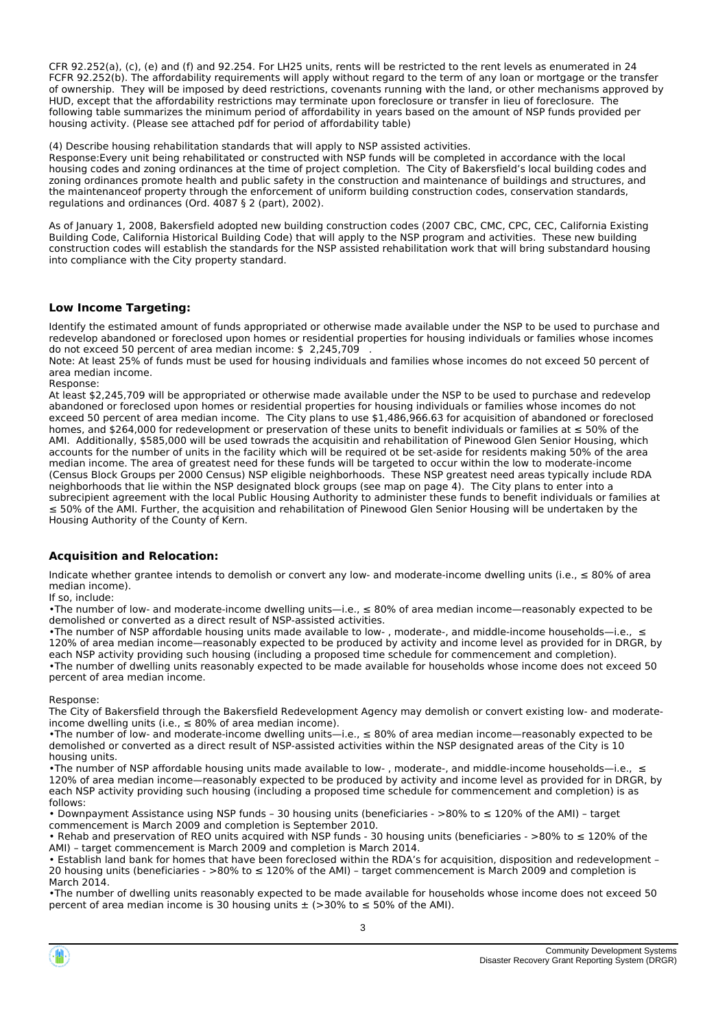CFR 92.252(a), (c), (e) and (f) and 92.254. For LH25 units, rents will be restricted to the rent levels as enumerated in 24 FCFR 92.252(b). The affordability requirements will apply without regard to the term of any loan or mortgage or the transfer of ownership. They will be imposed by deed restrictions, covenants running with the land, or other mechanisms approved by HUD, except that the affordability restrictions may terminate upon foreclosure or transfer in lieu of foreclosure. The following table summarizes the minimum period of affordability in years based on the amount of NSP funds provided per housing activity. (Please see attached pdf for period of affordability table)

(4) Describe housing rehabilitation standards that will apply to NSP assisted activities.
Response:Every unit being rehabilitated or constructed with NSP funds will be completed in accordance with the local housing codes and zoning ordinances at the time of project completion. The City of Bakersfield's local building codes and zoning ordinances promote health and public safety in the construction and maintenance of buildings and structures, and the maintenanceof property through the enforcement of uniform building construction codes, conservation standards, regulations and ordinances (Ord. 4087 § 2 (part), 2002).

As of January 1, 2008, Bakersfield adopted new building construction codes (2007 CBC, CMC, CPC, CEC, California Existing Building Code, California Historical Building Code) that will apply to the NSP program and activities. These new building construction codes will establish the standards for the NSP assisted rehabilitation work that will bring substandard housing into compliance with the City property standard.

### Low Income Targeting:

Identify the estimated amount of funds appropriated or otherwise made available under the NSP to be used to purchase and redevelop abandoned or foreclosed upon homes or residential properties for housing individuals or families whose incomes do not exceed 50 percent of area median income: $ 2,245,709 .
Note: At least 25% of funds must be used for housing individuals and families whose incomes do not exceed 50 percent of area median income.
Response:
At least $2,245,709 will be appropriated or otherwise made available under the NSP to be used to purchase and redevelop abandoned or foreclosed upon homes or residential properties for housing individuals or families whose incomes do not exceed 50 percent of area median income. The City plans to use $1,486,966.63 for acquisition of abandoned or foreclosed homes, and $264,000 for redevelopment or preservation of these units to benefit individuals or families at ≤ 50% of the AMI. Additionally, $585,000 will be used towrads the acquisitin and rehabilitation of Pinewood Glen Senior Housing, which accounts for the number of units in the facility which will be required ot be set-aside for residents making 50% of the area median income. The area of greatest need for these funds will be targeted to occur within the low to moderate-income (Census Block Groups per 2000 Census) NSP eligible neighborhoods. These NSP greatest need areas typically include RDA neighborhoods that lie within the NSP designated block groups (see map on page 4). The City plans to enter into a subrecipient agreement with the local Public Housing Authority to administer these funds to benefit individuals or families at ≤ 50% of the AMI. Further, the acquisition and rehabilitation of Pinewood Glen Senior Housing will be undertaken by the Housing Authority of the County of Kern.

### Acquisition and Relocation:

Indicate whether grantee intends to demolish or convert any low- and moderate-income dwelling units (i.e., ≤ 80% of area median income).
If so, include:
•The number of low- and moderate-income dwelling units—i.e., ≤ 80% of area median income—reasonably expected to be demolished or converted as a direct result of NSP-assisted activities.
•The number of NSP affordable housing units made available to low- , moderate-, and middle-income households—i.e., ≤ 120% of area median income—reasonably expected to be produced by activity and income level as provided for in DRGR, by each NSP activity providing such housing (including a proposed time schedule for commencement and completion).
•The number of dwelling units reasonably expected to be made available for households whose income does not exceed 50 percent of area median income.

Response:
The City of Bakersfield through the Bakersfield Redevelopment Agency may demolish or convert existing low- and moderate-income dwelling units (i.e., ≤ 80% of area median income).
•The number of low- and moderate-income dwelling units—i.e., ≤ 80% of area median income—reasonably expected to be demolished or converted as a direct result of NSP-assisted activities within the NSP designated areas of the City is 10 housing units.
•The number of NSP affordable housing units made available to low- , moderate-, and middle-income households—i.e., ≤ 120% of area median income—reasonably expected to be produced by activity and income level as provided for in DRGR, by each NSP activity providing such housing (including a proposed time schedule for commencement and completion) is as follows:
• Downpayment Assistance using NSP funds – 30 housing units (beneficiaries - >80% to ≤ 120% of the AMI) – target commencement is March 2009 and completion is September 2010.
• Rehab and preservation of REO units acquired with NSP funds - 30 housing units (beneficiaries - >80% to ≤ 120% of the AMI) – target commencement is March 2009 and completion is March 2014.
• Establish land bank for homes that have been foreclosed within the RDA's for acquisition, disposition and redevelopment – 20 housing units (beneficiaries - >80% to ≤ 120% of the AMI) – target commencement is March 2009 and completion is March 2014.
•The number of dwelling units reasonably expected to be made available for households whose income does not exceed 50 percent of area median income is 30 housing units ± (>30% to ≤ 50% of the AMI).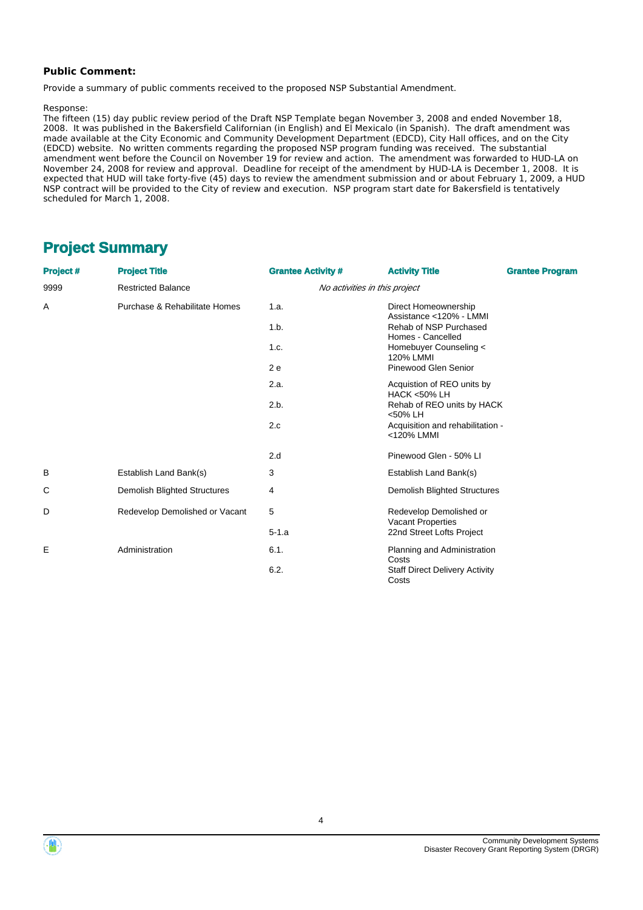**Public Comment:**

Provide a summary of public comments received to the proposed NSP Substantial Amendment.

Response:
The fifteen (15) day public review period of the Draft NSP Template began November 3, 2008 and ended November 18, 2008. It was published in the Bakersfield Californian (in English) and El Mexicalo (in Spanish). The draft amendment was made available at the City Economic and Community Development Department (EDCD), City Hall offices, and on the City (EDCD) website. No written comments regarding the proposed NSP program funding was received. The substantial amendment went before the Council on November 19 for review and action. The amendment was forwarded to HUD-LA on November 24, 2008 for review and approval. Deadline for receipt of the amendment by HUD-LA is December 1, 2008. It is expected that HUD will take forty-five (45) days to review the amendment submission and or about February 1, 2009, a HUD NSP contract will be provided to the City of review and execution. NSP program start date for Bakersfield is tentatively scheduled for March 1, 2008.

## Project Summary

| Project # | Project Title | Grantee Activity # | Activity Title | Grantee Program |
|---|---|---|---|---|
| 9999 | Restricted Balance | *No activities in this project* | | |
| A | Purchase & Rehabilitate Homes | 1.a. | Direct Homeownership Assistance <120% - LMMI | |
| | | 1.b. | Rehab of NSP Purchased Homes - Cancelled | |
| | | 1.c. | Homebuyer Counseling < 120% LMMI | |
| | | 2 e | Pinewood Glen Senior | |
| | | 2.a. | Acquistion of REO units by HACK <50% LH | |
| | | 2.b. | Rehab of REO units by HACK <50% LH | |
| | | 2.c | Acquisition and rehabilitation - <120% LMMI | |
| | | 2.d | Pinewood Glen - 50% LI | |
| B | Establish Land Bank(s) | 3 | Establish Land Bank(s) | |
| C | Demolish Blighted Structures | 4 | Demolish Blighted Structures | |
| D | Redevelop Demolished or Vacant | 5 | Redevelop Demolished or Vacant Properties | |
| | | 5-1.a | 22nd Street Lofts Project | |
| E | Administration | 6.1. | Planning and Administration Costs | |
| | | 6.2. | Staff Direct Delivery Activity Costs | |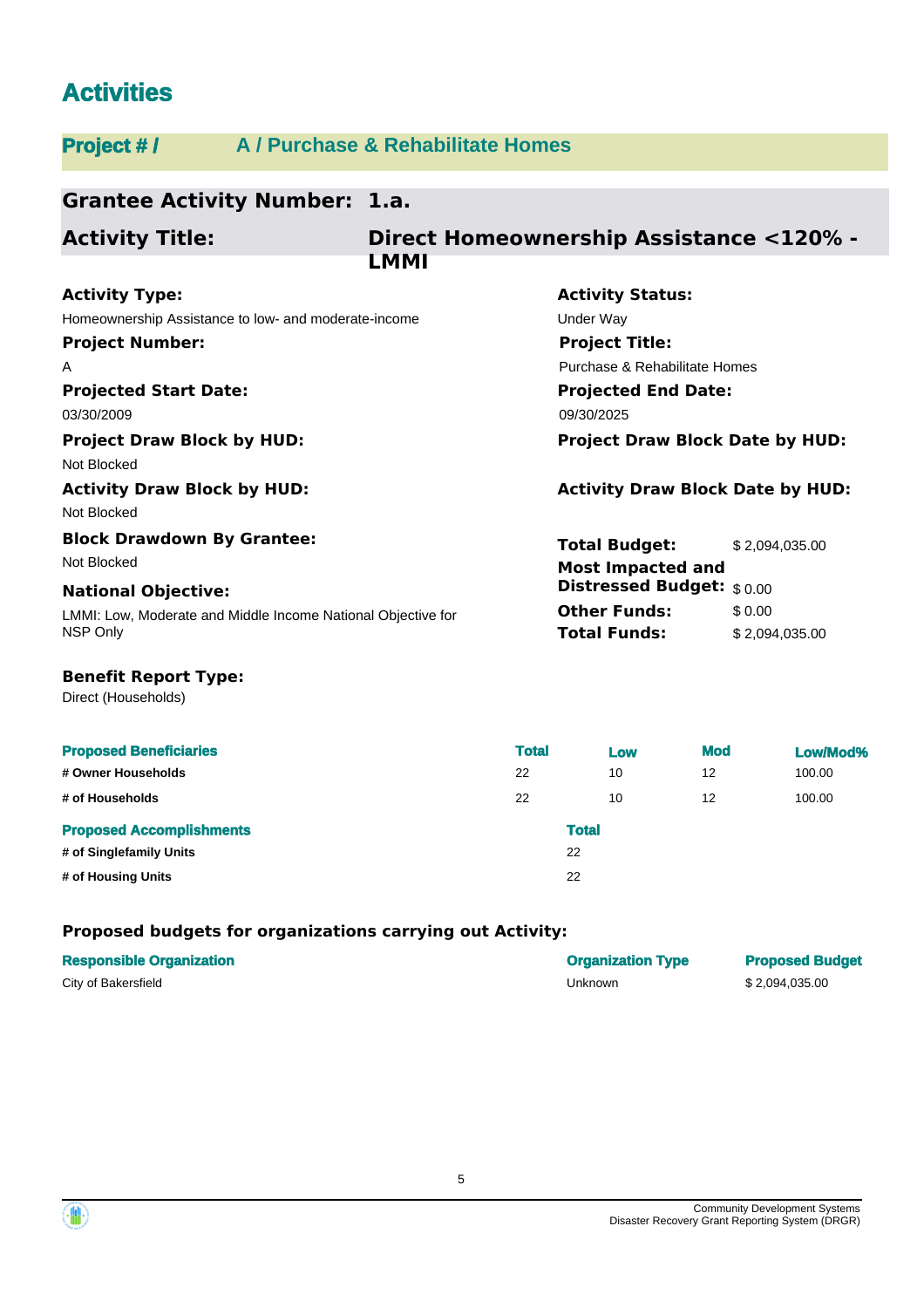# Activities

## Project # / A / Purchase & Rehabilitate Homes

**Grantee Activity Number:** 1.a.

**Activity Title:** Direct Homeownership Assistance <120% - LMMI

**Activity Type:**
Homeownership Assistance to low- and moderate-income

**Activity Status:**
Under Way

**Project Number:**
A

**Project Title:**
Purchase & Rehabilitate Homes

**Projected Start Date:**
03/30/2009

**Projected End Date:**
09/30/2025

**Project Draw Block by HUD:**
Not Blocked

**Project Draw Block Date by HUD:**

**Activity Draw Block by HUD:**
Not Blocked

**Activity Draw Block Date by HUD:**

**Block Drawdown By Grantee:**
Not Blocked

**Total Budget:** $ 2,094,035.00

**Most Impacted and Distressed Budget:** $ 0.00

**Other Funds:** $ 0.00

**Total Funds:** $ 2,094,035.00

**National Objective:**
LMMI: Low, Moderate and Middle Income National Objective for NSP Only

**Benefit Report Type:**
Direct (Households)

| Proposed Beneficiaries | Total | Low | Mod | Low/Mod% |
|---|---|---|---|---|
| # Owner Households | 22 | 10 | 12 | 100.00 |
| # of Households | 22 | 10 | 12 | 100.00 |

| Proposed Accomplishments | Total |
|---|---|
| # of Singlefamily Units | 22 |
| # of Housing Units | 22 |

### Proposed budgets for organizations carrying out Activity:

| Responsible Organization | Organization Type | Proposed Budget |
|---|---|---|
| City of Bakersfield | Unknown | $ 2,094,035.00 |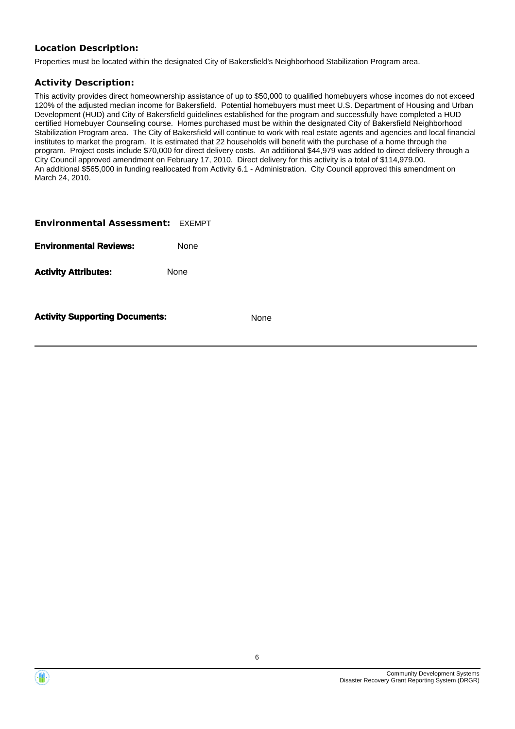**Location Description:**

Properties must be located within the designated City of Bakersfield's Neighborhood Stabilization Program area.

**Activity Description:**

This activity provides direct homeownership assistance of up to $50,000 to qualified homebuyers whose incomes do not exceed 120% of the adjusted median income for Bakersfield. Potential homebuyers must meet U.S. Department of Housing and Urban Development (HUD) and City of Bakersfield guidelines established for the program and successfully have completed a HUD certified Homebuyer Counseling course. Homes purchased must be within the designated City of Bakersfield Neighborhood Stabilization Program area. The City of Bakersfield will continue to work with real estate agents and agencies and local financial institutes to market the program. It is estimated that 22 households will benefit with the purchase of a home through the program. Project costs include $70,000 for direct delivery costs. An additional $44,979 was added to direct delivery through a City Council approved amendment on February 17, 2010. Direct delivery for this activity is a total of $114,979.00.
An additional $565,000 in funding reallocated from Activity 6.1 - Administration. City Council approved this amendment on March 24, 2010.

**Environmental Assessment:** EXEMPT

**Environmental Reviews:** None

**Activity Attributes:** None

**Activity Supporting Documents:** None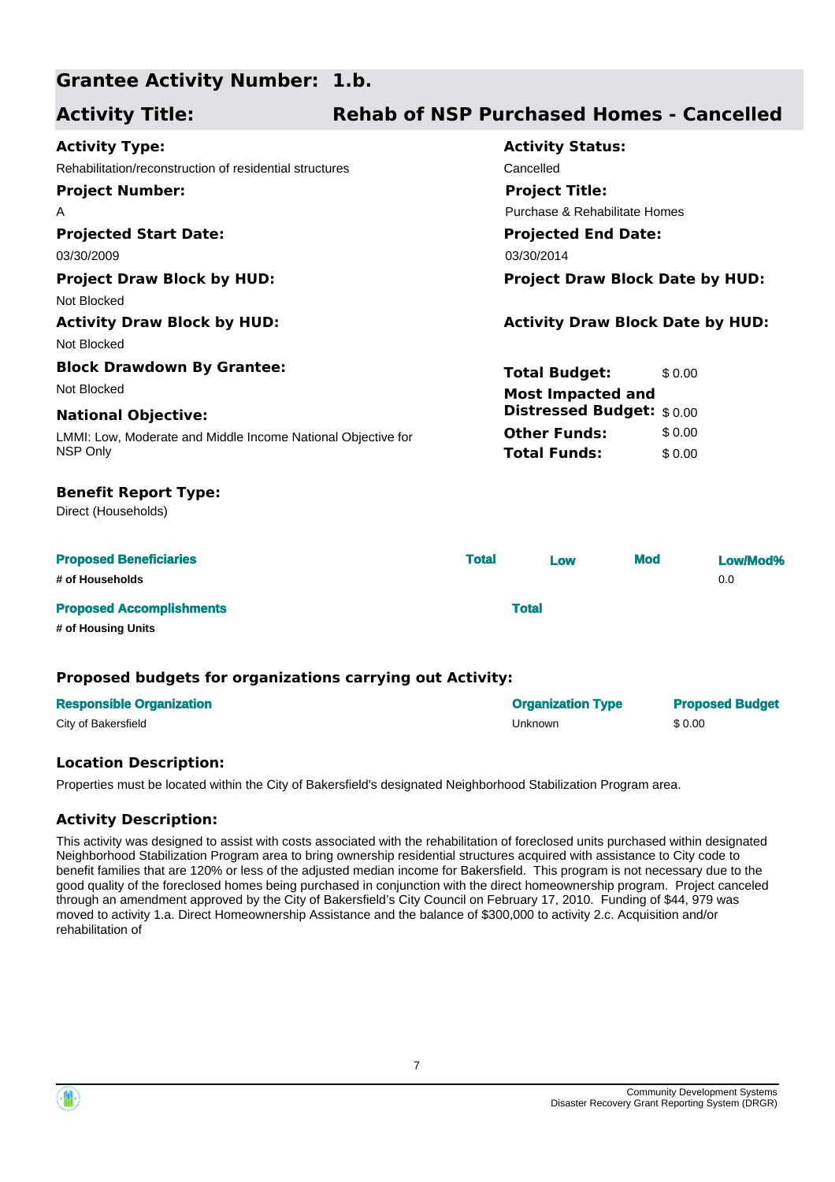## Grantee Activity Number: 1.b.

## Activity Title: Rehab of NSP Purchased Homes - Cancelled

**Activity Type:**
Rehabilitation/reconstruction of residential structures

**Activity Status:**
Cancelled

**Project Number:**
A

**Project Title:**
Purchase & Rehabilitate Homes

**Projected Start Date:**
03/30/2009

**Projected End Date:**
03/30/2014

**Project Draw Block by HUD:**
Not Blocked

**Project Draw Block Date by HUD:**

**Activity Draw Block by HUD:**
Not Blocked

**Activity Draw Block Date by HUD:**

**Block Drawdown By Grantee:**
Not Blocked

**Total Budget:** $ 0.00

**Most Impacted and Distressed Budget:** $ 0.00

**Other Funds:** $ 0.00

**Total Funds:** $ 0.00

**National Objective:**
LMMI: Low, Moderate and Middle Income National Objective for NSP Only

**Benefit Report Type:**
Direct (Households)

| Proposed Beneficiaries | Total | Low | Mod | Low/Mod% |
|---|---|---|---|---|
| # of Households | | | | 0.0 |

| Proposed Accomplishments | Total |
|---|---|
| # of Housing Units | |

### Proposed budgets for organizations carrying out Activity:

| Responsible Organization | Organization Type | Proposed Budget |
|---|---|---|
| City of Bakersfield | Unknown | $ 0.00 |

### Location Description:

Properties must be located within the City of Bakersfield's designated Neighborhood Stabilization Program area.

### Activity Description:

This activity was designed to assist with costs associated with the rehabilitation of foreclosed units purchased within designated Neighborhood Stabilization Program area to bring ownership residential structures acquired with assistance to City code to benefit families that are 120% or less of the adjusted median income for Bakersfield. This program is not necessary due to the good quality of the foreclosed homes being purchased in conjunction with the direct homeownership program. Project canceled through an amendment approved by the City of Bakersfield's City Council on February 17, 2010. Funding of $44, 979 was moved to activity 1.a. Direct Homeownership Assistance and the balance of $300,000 to activity 2.c. Acquisition and/or rehabilitation of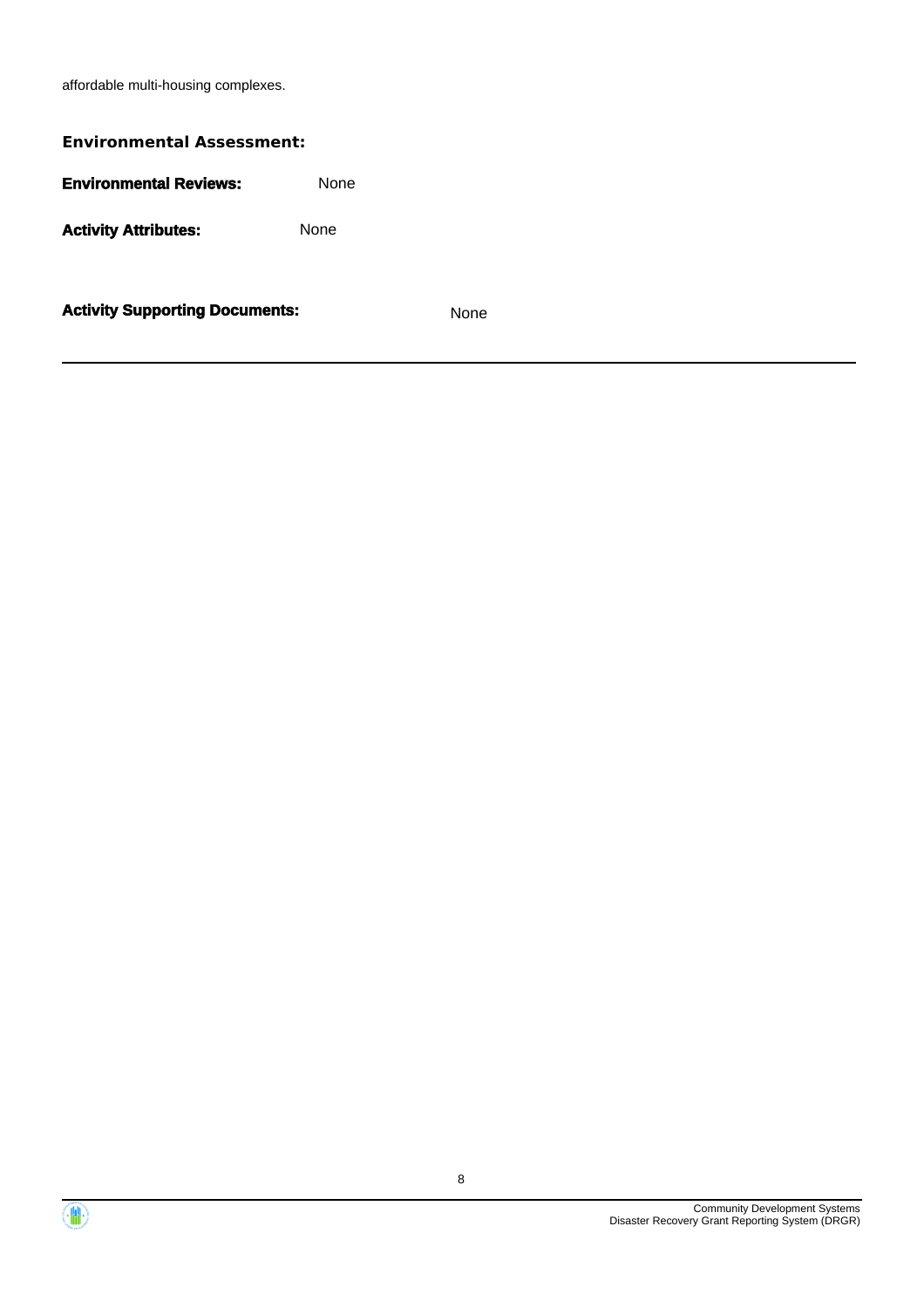affordable multi-housing complexes.

**Environmental Assessment:**

**Environmental Reviews:** None

**Activity Attributes:** None

**Activity Supporting Documents:** None

---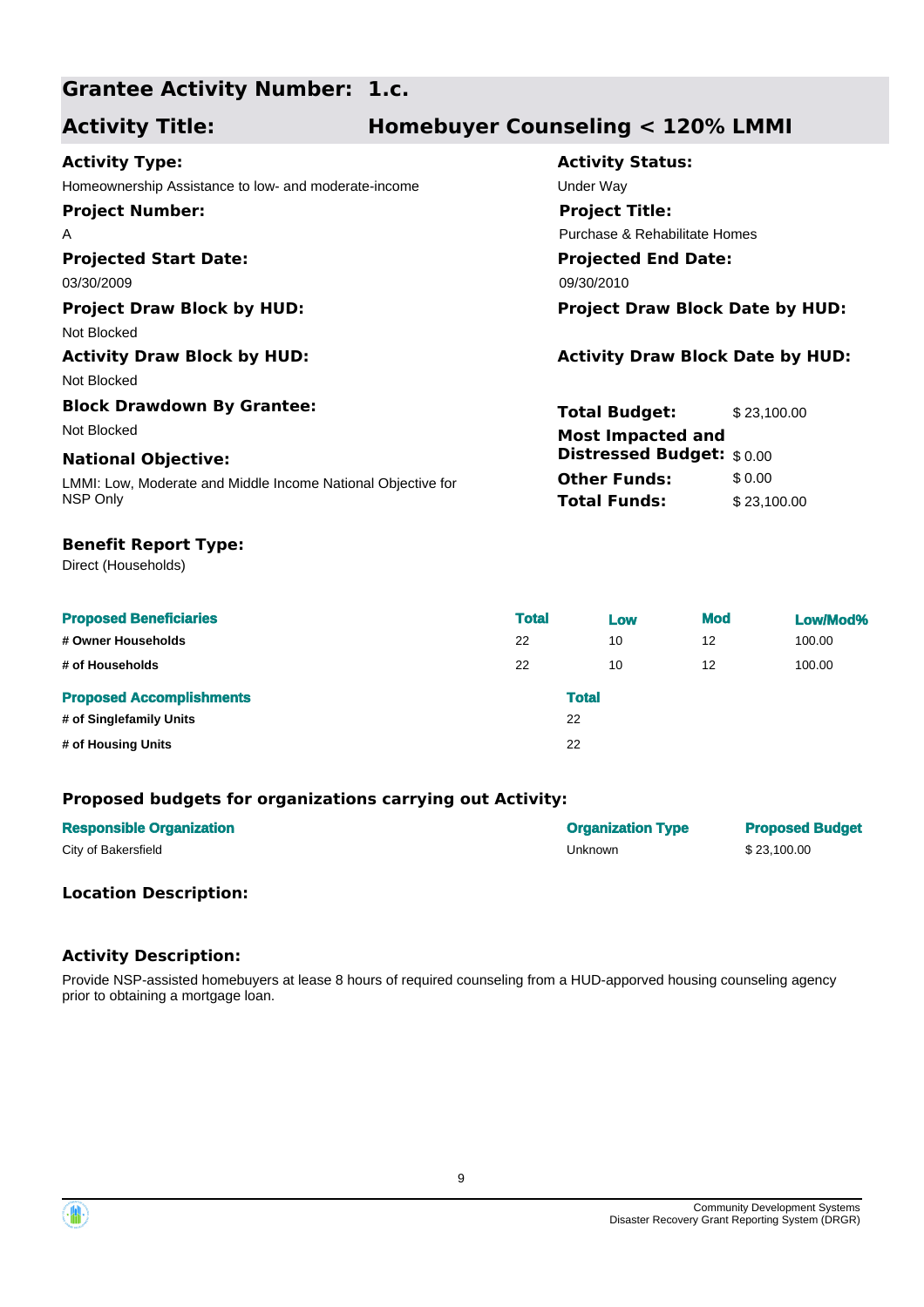## Grantee Activity Number: 1.c.

## Activity Title: Homebuyer Counseling < 120% LMMI

**Activity Type:**
Homeownership Assistance to low- and moderate-income

**Activity Status:**
Under Way

**Project Number:**
A

**Project Title:**
Purchase & Rehabilitate Homes

**Projected Start Date:**
03/30/2009

**Projected End Date:**
09/30/2010

**Project Draw Block by HUD:**
Not Blocked

**Project Draw Block Date by HUD:**

**Activity Draw Block by HUD:**
Not Blocked

**Activity Draw Block Date by HUD:**

**Block Drawdown By Grantee:**
Not Blocked

**National Objective:**
LMMI: Low, Moderate and Middle Income National Objective for NSP Only

| | |
|---|---|
| **Total Budget:** | $ 23,100.00 |
| **Most Impacted and Distressed Budget:** | $ 0.00 |
| **Other Funds:** | $ 0.00 |
| **Total Funds:** | $ 23,100.00 |

**Benefit Report Type:**
Direct (Households)

| Proposed Beneficiaries | Total | Low | Mod | Low/Mod% |
|---|---|---|---|---|
| # Owner Households | 22 | 10 | 12 | 100.00 |
| # of Households | 22 | 10 | 12 | 100.00 |

| Proposed Accomplishments | Total |
|---|---|
| # of Singlefamily Units | 22 |
| # of Housing Units | 22 |

### Proposed budgets for organizations carrying out Activity:

| Responsible Organization | Organization Type | Proposed Budget |
|---|---|---|
| City of Bakersfield | Unknown | $ 23,100.00 |

### Location Description:

### Activity Description:

Provide NSP-assisted homebuyers at lease 8 hours of required counseling from a HUD-apporved housing counseling agency prior to obtaining a mortgage loan.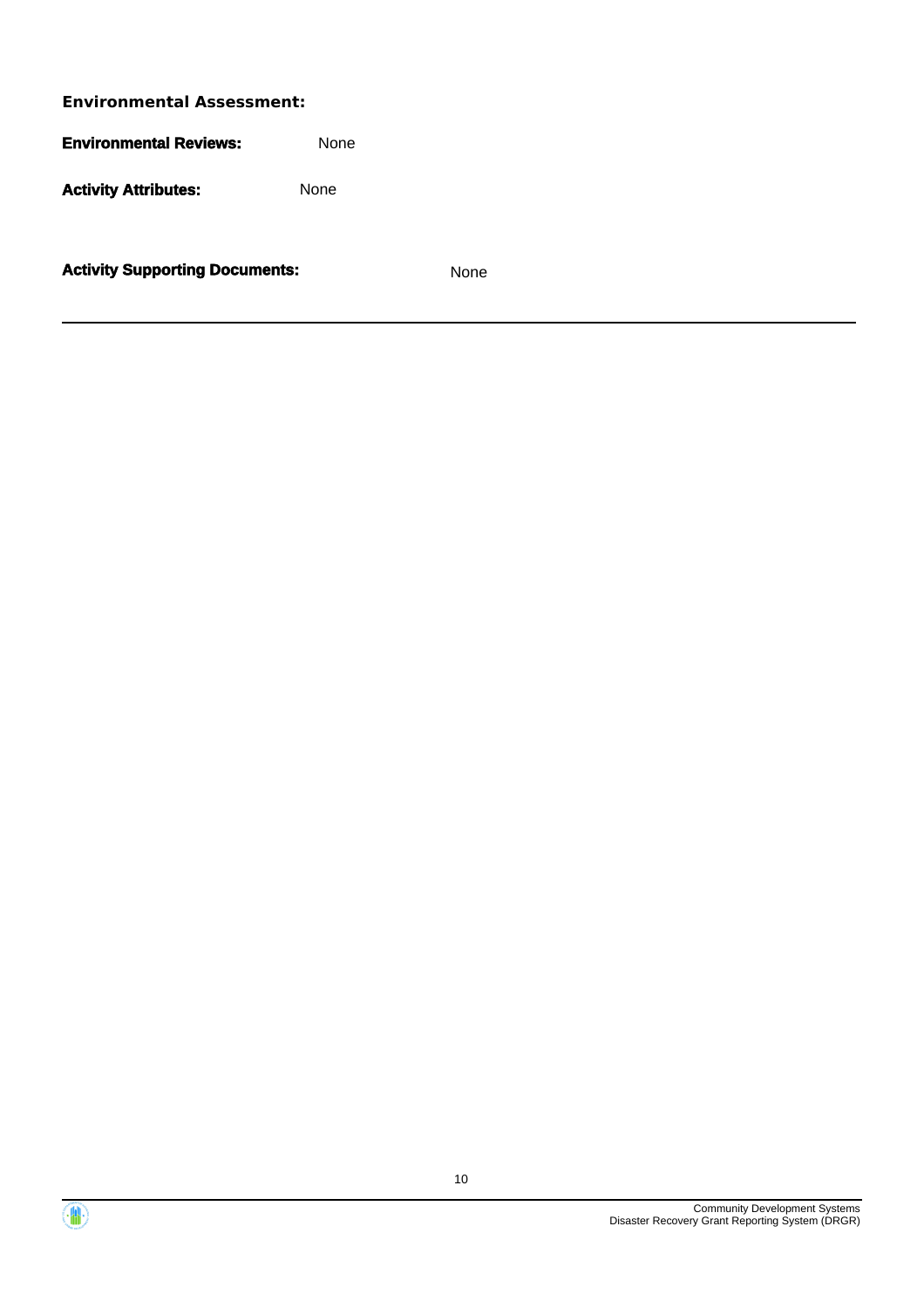**Environmental Assessment:**

**Environmental Reviews:** None

**Activity Attributes:** None

**Activity Supporting Documents:** None

---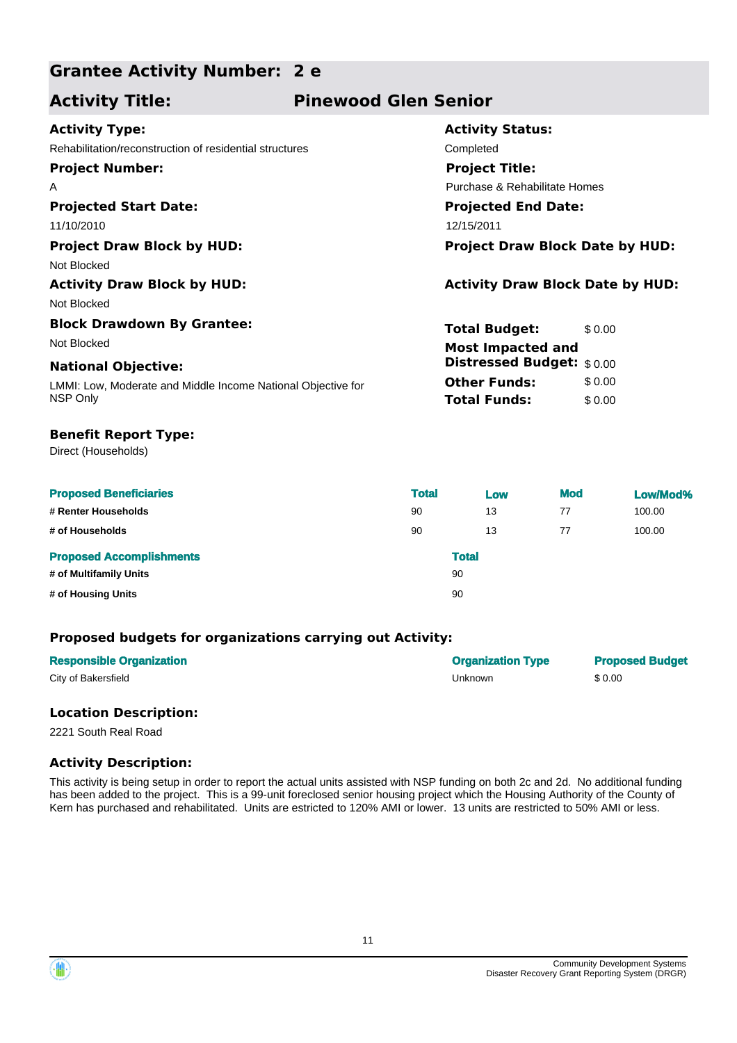## Grantee Activity Number: 2 e

## Activity Title: Pinewood Glen Senior

**Activity Type:**
Rehabilitation/reconstruction of residential structures

**Activity Status:**
Completed

**Project Number:**
A

**Project Title:**
Purchase & Rehabilitate Homes

**Projected Start Date:**
11/10/2010

**Projected End Date:**
12/15/2011

**Project Draw Block by HUD:**
Not Blocked

**Project Draw Block Date by HUD:**

**Activity Draw Block by HUD:**
Not Blocked

**Activity Draw Block Date by HUD:**

**Block Drawdown By Grantee:**
Not Blocked

**National Objective:**
LMMI: Low, Moderate and Middle Income National Objective for NSP Only

| | |
|---|---|
| **Total Budget:** | $ 0.00 |
| **Most Impacted and Distressed Budget:** | $ 0.00 |
| **Other Funds:** | $ 0.00 |
| **Total Funds:** | $ 0.00 |

**Benefit Report Type:**
Direct (Households)

| Proposed Beneficiaries | Total | Low | Mod | Low/Mod% |
|---|---|---|---|---|
| # Renter Households | 90 | 13 | 77 | 100.00 |
| # of Households | 90 | 13 | 77 | 100.00 |

| Proposed Accomplishments | Total |
|---|---|
| # of Multifamily Units | 90 |
| # of Housing Units | 90 |

### Proposed budgets for organizations carrying out Activity:

| Responsible Organization | Organization Type | Proposed Budget |
|---|---|---|
| City of Bakersfield | Unknown | $ 0.00 |

### Location Description:

2221 South Real Road

### Activity Description:

This activity is being setup in order to report the actual units assisted with NSP funding on both 2c and 2d. No additional funding has been added to the project. This is a 99-unit foreclosed senior housing project which the Housing Authority of the County of Kern has purchased and rehabilitated. Units are estricted to 120% AMI or lower. 13 units are restricted to 50% AMI or less.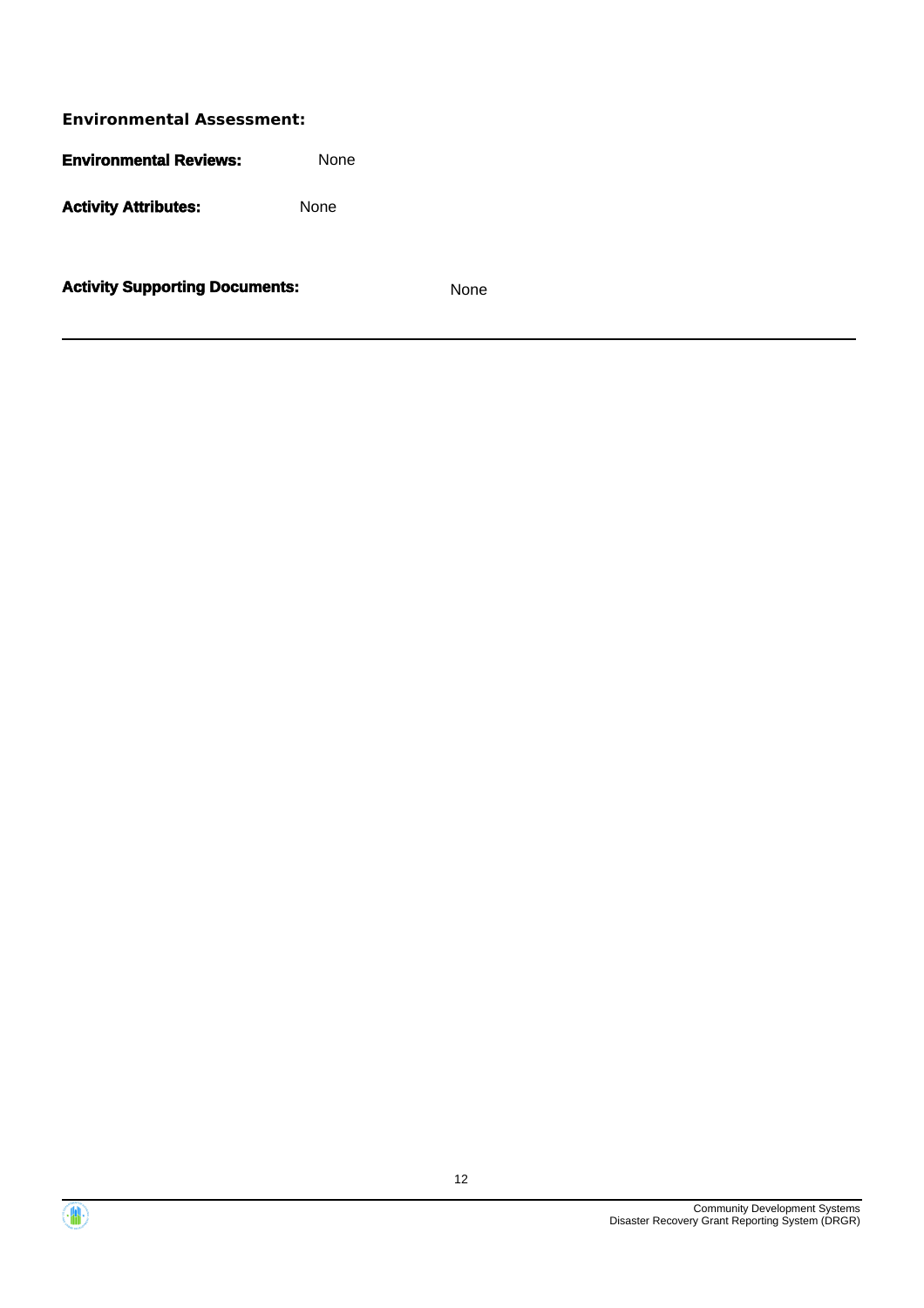**Environmental Assessment:**

**Environmental Reviews:** None

**Activity Attributes:** None

**Activity Supporting Documents:** None

---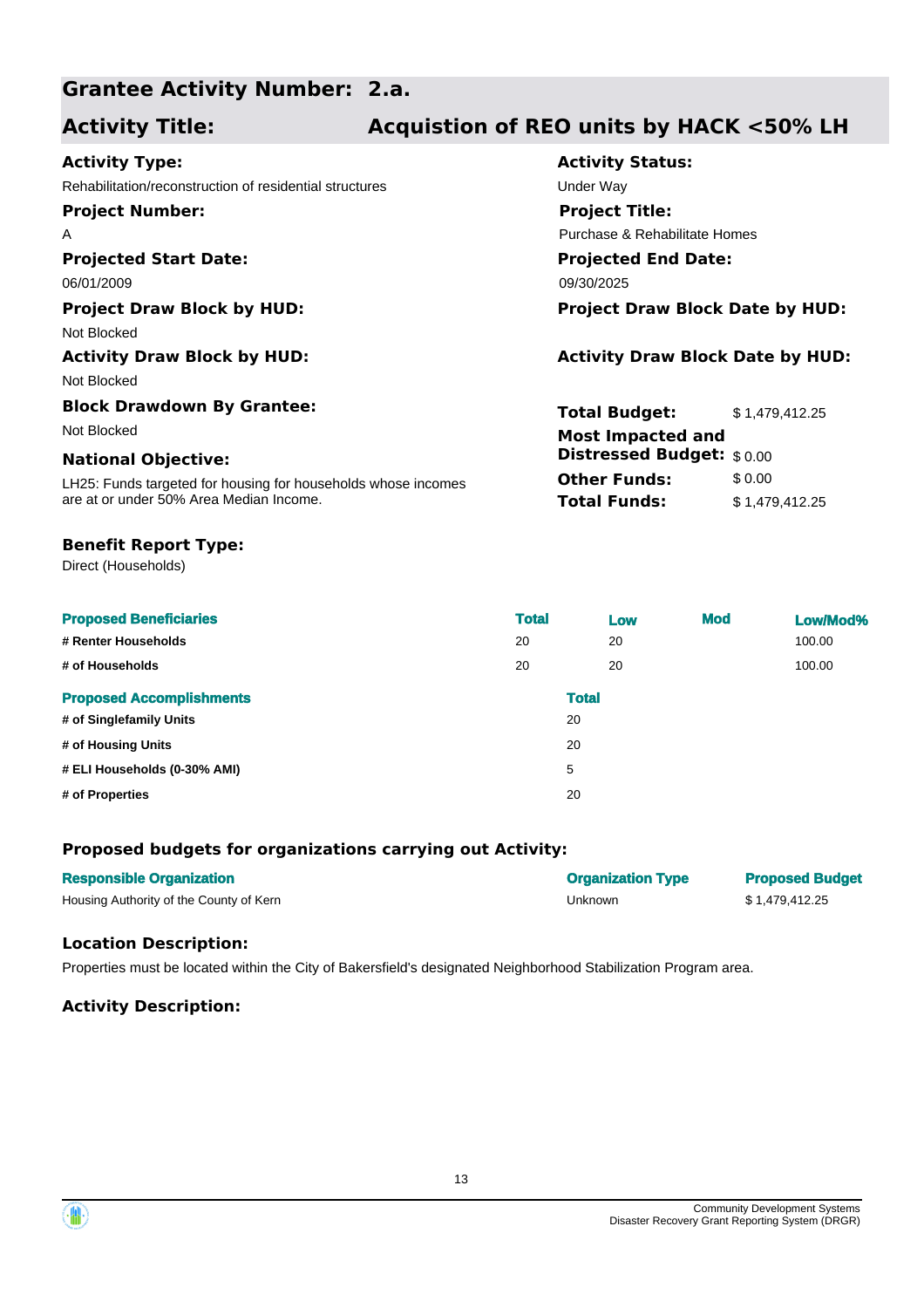## Grantee Activity Number: 2.a.

## Activity Title: Acquistion of REO units by HACK <50% LH

**Activity Type:**
Rehabilitation/reconstruction of residential structures

**Activity Status:**
Under Way

**Project Number:**
A

**Project Title:**
Purchase & Rehabilitate Homes

**Projected Start Date:**
06/01/2009

**Projected End Date:**
09/30/2025

**Project Draw Block by HUD:**
Not Blocked

**Project Draw Block Date by HUD:**

**Activity Draw Block by HUD:**
Not Blocked

**Activity Draw Block Date by HUD:**

**Block Drawdown By Grantee:**
Not Blocked

**National Objective:**
LH25: Funds targeted for housing for households whose incomes are at or under 50% Area Median Income.

| | |
|---|---|
| **Total Budget:** | $ 1,479,412.25 |
| **Most Impacted and Distressed Budget:** | $ 0.00 |
| **Other Funds:** | $ 0.00 |
| **Total Funds:** | $ 1,479,412.25 |

**Benefit Report Type:**
Direct (Households)

| Proposed Beneficiaries | Total | Low | Mod | Low/Mod% |
|---|---|---|---|---|
| # Renter Households | 20 | 20 | | 100.00 |
| # of Households | 20 | 20 | | 100.00 |

| Proposed Accomplishments | Total |
|---|---|
| # of Singlefamily Units | 20 |
| # of Housing Units | 20 |
| # ELI Households (0-30% AMI) | 5 |
| # of Properties | 20 |

### Proposed budgets for organizations carrying out Activity:

| Responsible Organization | Organization Type | Proposed Budget |
|---|---|---|
| Housing Authority of the County of Kern | Unknown | $ 1,479,412.25 |

### Location Description:

Properties must be located within the City of Bakersfield's designated Neighborhood Stabilization Program area.

### Activity Description: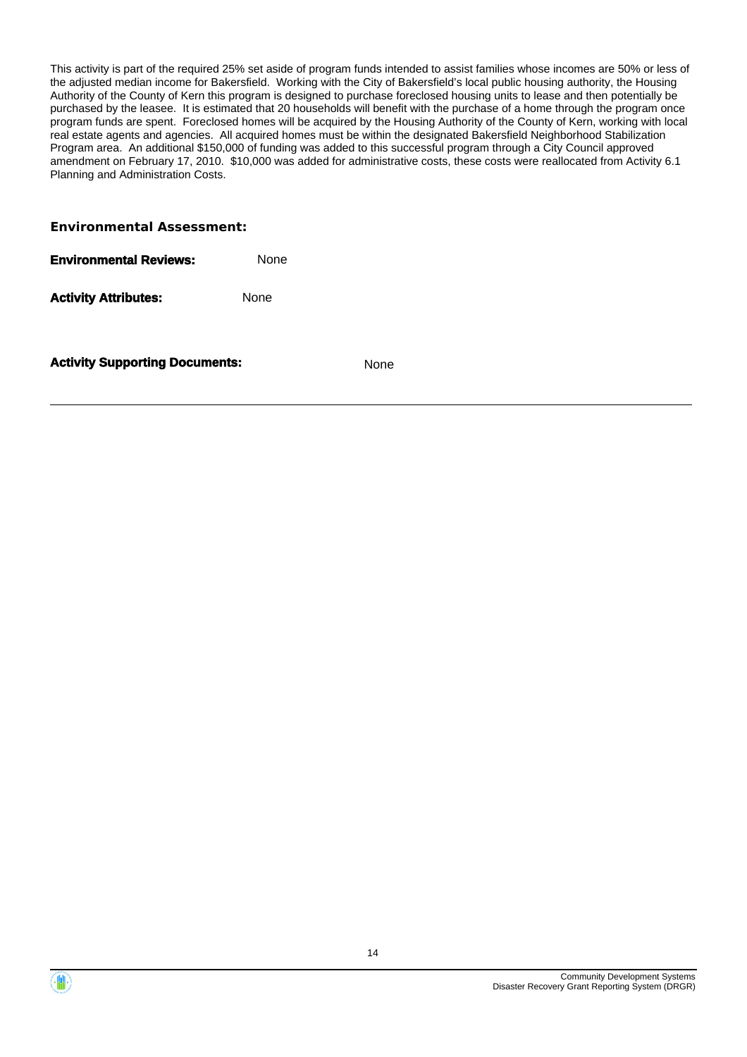This activity is part of the required 25% set aside of program funds intended to assist families whose incomes are 50% or less of the adjusted median income for Bakersfield. Working with the City of Bakersfield's local public housing authority, the Housing Authority of the County of Kern this program is designed to purchase foreclosed housing units to lease and then potentially be purchased by the leasee. It is estimated that 20 households will benefit with the purchase of a home through the program once program funds are spent. Foreclosed homes will be acquired by the Housing Authority of the County of Kern, working with local real estate agents and agencies. All acquired homes must be within the designated Bakersfield Neighborhood Stabilization Program area. An additional $150,000 of funding was added to this successful program through a City Council approved amendment on February 17, 2010. $10,000 was added for administrative costs, these costs were reallocated from Activity 6.1 Planning and Administration Costs.

### Environmental Assessment:

**Environmental Reviews:** None

**Activity Attributes:** None

**Activity Supporting Documents:** None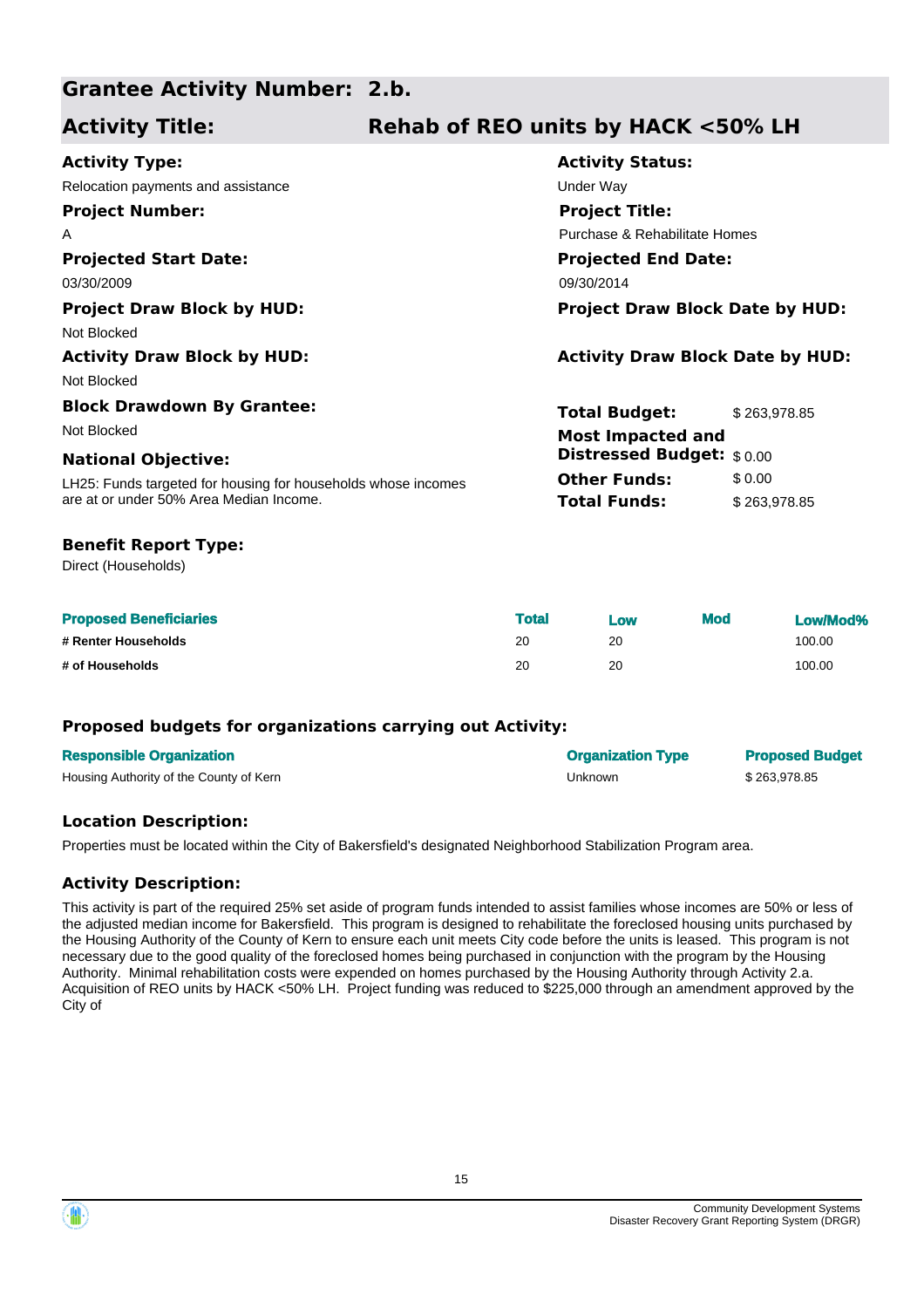## Grantee Activity Number: 2.b.

## Activity Title: Rehab of REO units by HACK <50% LH

**Activity Type:**
Relocation payments and assistance

**Activity Status:**
Under Way

**Project Number:**
A

**Project Title:**
Purchase & Rehabilitate Homes

**Projected Start Date:**
03/30/2009

**Projected End Date:**
09/30/2014

**Project Draw Block by HUD:**
Not Blocked

**Project Draw Block Date by HUD:**

**Activity Draw Block by HUD:**
Not Blocked

**Activity Draw Block Date by HUD:**

**Block Drawdown By Grantee:**
Not Blocked

**Total Budget:** $ 263,978.85

**Most Impacted and Distressed Budget:** $ 0.00

**Other Funds:** $ 0.00

**Total Funds:** $ 263,978.85

**National Objective:**
LH25: Funds targeted for housing for households whose incomes are at or under 50% Area Median Income.

**Benefit Report Type:**
Direct (Households)

| Proposed Beneficiaries | Total | Low | Mod | Low/Mod% |
|---|---|---|---|---|
| # Renter Households | 20 | 20 | | 100.00 |
| # of Households | 20 | 20 | | 100.00 |

### Proposed budgets for organizations carrying out Activity:

| Responsible Organization | Organization Type | Proposed Budget |
|---|---|---|
| Housing Authority of the County of Kern | Unknown | $ 263,978.85 |

### Location Description:

Properties must be located within the City of Bakersfield's designated Neighborhood Stabilization Program area.

### Activity Description:

This activity is part of the required 25% set aside of program funds intended to assist families whose incomes are 50% or less of the adjusted median income for Bakersfield. This program is designed to rehabilitate the foreclosed housing units purchased by the Housing Authority of the County of Kern to ensure each unit meets City code before the units is leased. This program is not necessary due to the good quality of the foreclosed homes being purchased in conjunction with the program by the Housing Authority. Minimal rehabilitation costs were expended on homes purchased by the Housing Authority through Activity 2.a. Acquisition of REO units by HACK <50% LH. Project funding was reduced to $225,000 through an amendment approved by the City of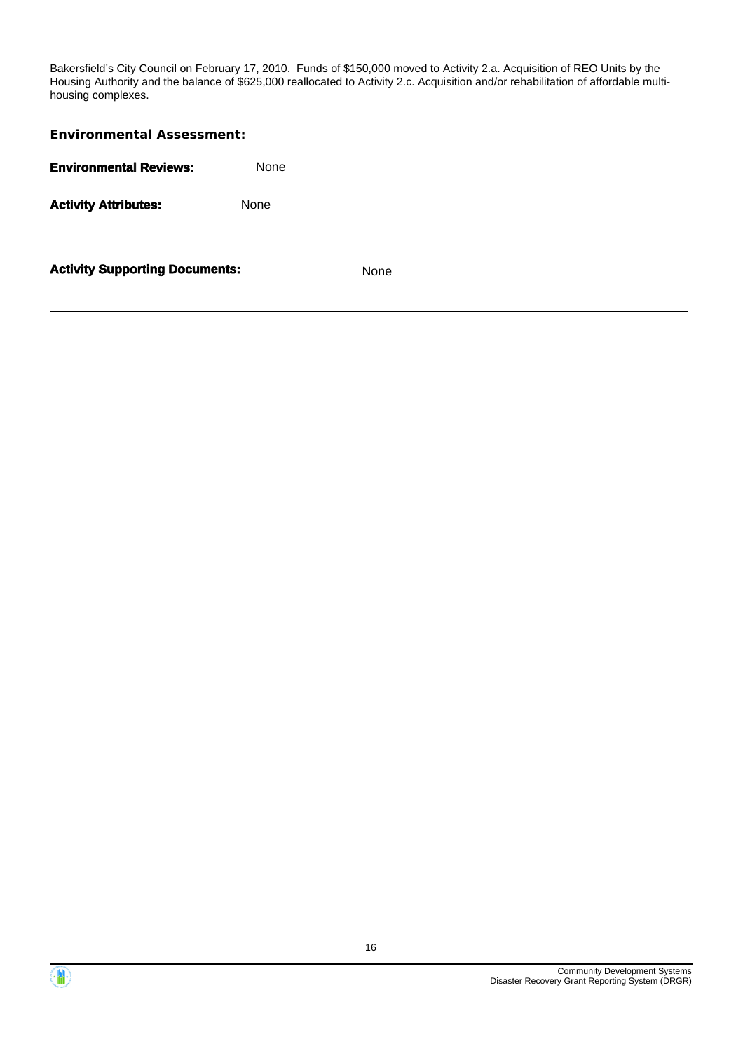Bakersfield's City Council on February 17, 2010. Funds of $150,000 moved to Activity 2.a. Acquisition of REO Units by the Housing Authority and the balance of $625,000 reallocated to Activity 2.c. Acquisition and/or rehabilitation of affordable multi-housing complexes.

**Environmental Assessment:**

**Environmental Reviews:** None

**Activity Attributes:** None

**Activity Supporting Documents:** None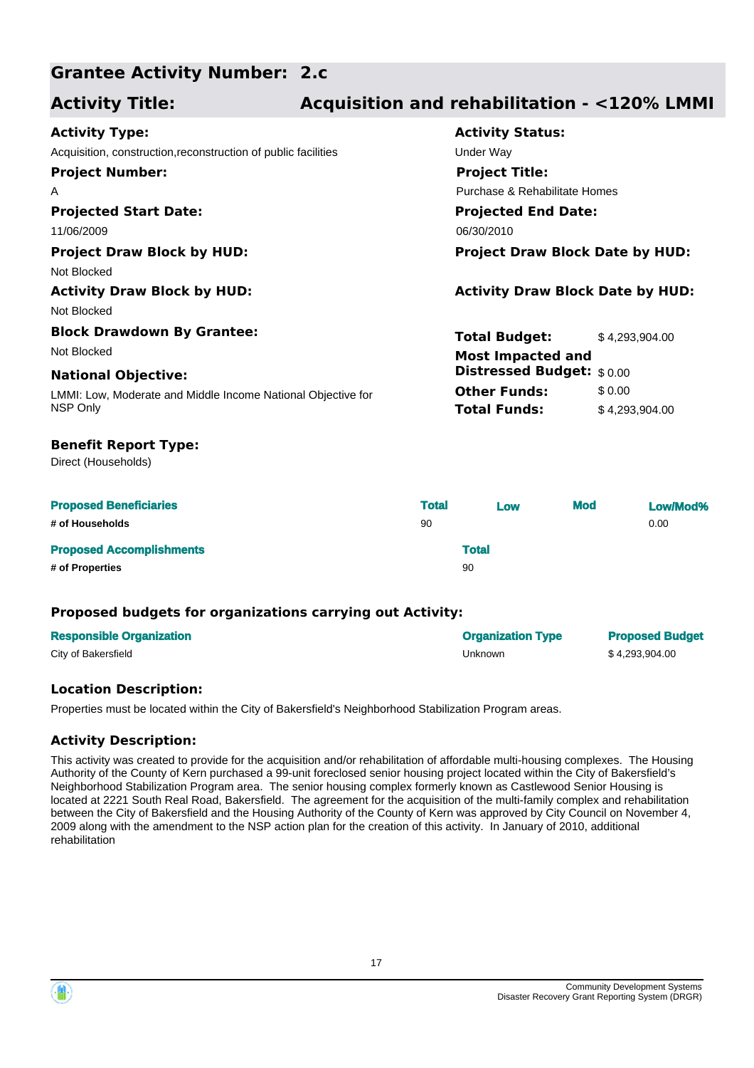## Grantee Activity Number: 2.c

## Activity Title: Acquisition and rehabilitation - <120% LMMI

**Activity Type:**
Acquisition, construction,reconstruction of public facilities

**Activity Status:**
Under Way

**Project Number:**
A

**Project Title:**
Purchase & Rehabilitate Homes

**Projected Start Date:**
11/06/2009

**Projected End Date:**
06/30/2010

**Project Draw Block by HUD:**
Not Blocked

**Project Draw Block Date by HUD:**

**Activity Draw Block by HUD:**
Not Blocked

**Activity Draw Block Date by HUD:**

**Block Drawdown By Grantee:**
Not Blocked

**National Objective:**
LMMI: Low, Moderate and Middle Income National Objective for NSP Only

| | |
|---|---|
| **Total Budget:** | $ 4,293,904.00 |
| **Most Impacted and Distressed Budget:** | $ 0.00 |
| **Other Funds:** | $ 0.00 |
| **Total Funds:** | $ 4,293,904.00 |

**Benefit Report Type:**
Direct (Households)

| Proposed Beneficiaries | Total | Low | Mod | Low/Mod% |
|---|---|---|---|---|
| # of Households | 90 | | | 0.00 |

| Proposed Accomplishments | Total |
|---|---|
| # of Properties | 90 |

### Proposed budgets for organizations carrying out Activity:

| Responsible Organization | Organization Type | Proposed Budget |
|---|---|---|
| City of Bakersfield | Unknown | $ 4,293,904.00 |

### Location Description:

Properties must be located within the City of Bakersfield's Neighborhood Stabilization Program areas.

### Activity Description:

This activity was created to provide for the acquisition and/or rehabilitation of affordable multi-housing complexes. The Housing Authority of the County of Kern purchased a 99-unit foreclosed senior housing project located within the City of Bakersfield's Neighborhood Stabilization Program area. The senior housing complex formerly known as Castlewood Senior Housing is located at 2221 South Real Road, Bakersfield. The agreement for the acquisition of the multi-family complex and rehabilitation between the City of Bakersfield and the Housing Authority of the County of Kern was approved by City Council on November 4, 2009 along with the amendment to the NSP action plan for the creation of this activity. In January of 2010, additional rehabilitation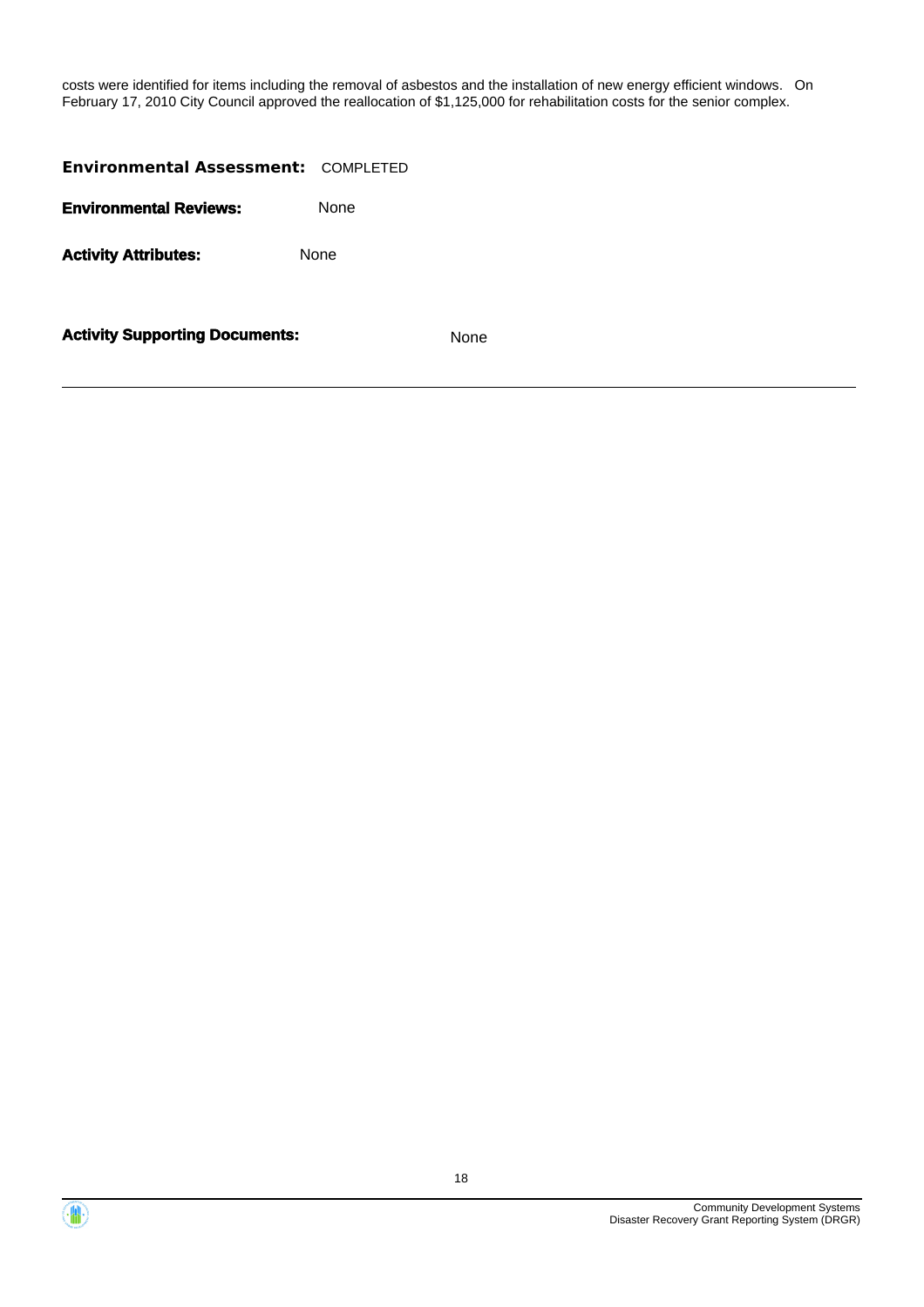costs were identified for items including the removal of asbestos and the installation of new energy efficient windows. On February 17, 2010 City Council approved the reallocation of $1,125,000 for rehabilitation costs for the senior complex.

**Environmental Assessment:** COMPLETED

**Environmental Reviews:** None

**Activity Attributes:** None

**Activity Supporting Documents:** None

---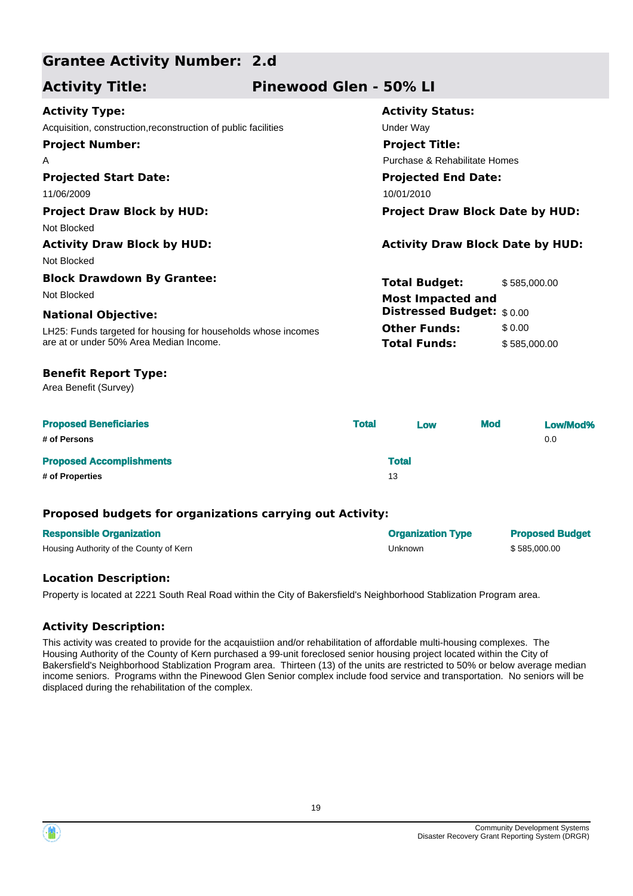## Grantee Activity Number: 2.d

## Activity Title: Pinewood Glen - 50% LI

**Activity Type:**
Acquisition, construction,reconstruction of public facilities

**Activity Status:**
Under Way

**Project Number:**
A

**Project Title:**
Purchase & Rehabilitate Homes

**Projected Start Date:**
11/06/2009

**Projected End Date:**
10/01/2010

**Project Draw Block by HUD:**
Not Blocked

**Project Draw Block Date by HUD:**

**Activity Draw Block by HUD:**
Not Blocked

**Activity Draw Block Date by HUD:**

**Block Drawdown By Grantee:**
Not Blocked

**Total Budget:** $ 585,000.00

**Most Impacted and Distressed Budget:** $ 0.00

**Other Funds:** $ 0.00

**Total Funds:** $ 585,000.00

**National Objective:**
LH25: Funds targeted for housing for households whose incomes are at or under 50% Area Median Income.

**Benefit Report Type:**
Area Benefit (Survey)

| Proposed Beneficiaries | Total | Low | Mod | Low/Mod% |
|---|---|---|---|---|
| # of Persons | | | | 0.0 |

| Proposed Accomplishments | Total |
|---|---|
| # of Properties | 13 |

### Proposed budgets for organizations carrying out Activity:

| Responsible Organization | Organization Type | Proposed Budget |
|---|---|---|
| Housing Authority of the County of Kern | Unknown | $ 585,000.00 |

### Location Description:

Property is located at 2221 South Real Road within the City of Bakersfield's Neighborhood Stablization Program area.

### Activity Description:

This activity was created to provide for the acqauistiion and/or rehabilitation of affordable multi-housing complexes. The Housing Authority of the County of Kern purchased a 99-unit foreclosed senior housing project located within the City of Bakersfield's Neighborhood Stablization Program area. Thirteen (13) of the units are restricted to 50% or below average median income seniors. Programs withn the Pinewood Glen Senior complex include food service and transportation. No seniors will be displaced during the rehabilitation of the complex.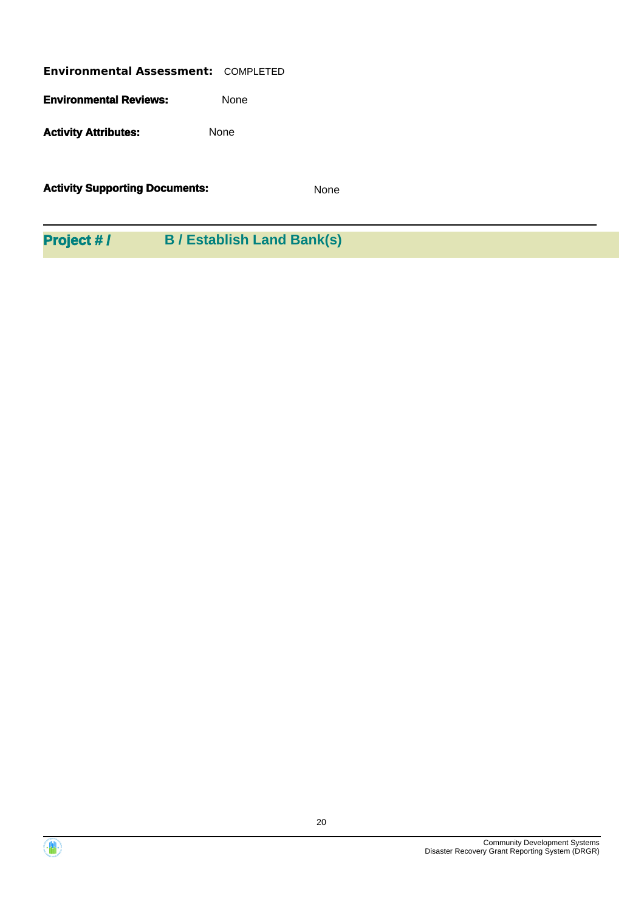**Environmental Assessment:** COMPLETED

**Environmental Reviews:** None

**Activity Attributes:** None

**Activity Supporting Documents:** None

## Project # / B / Establish Land Bank(s)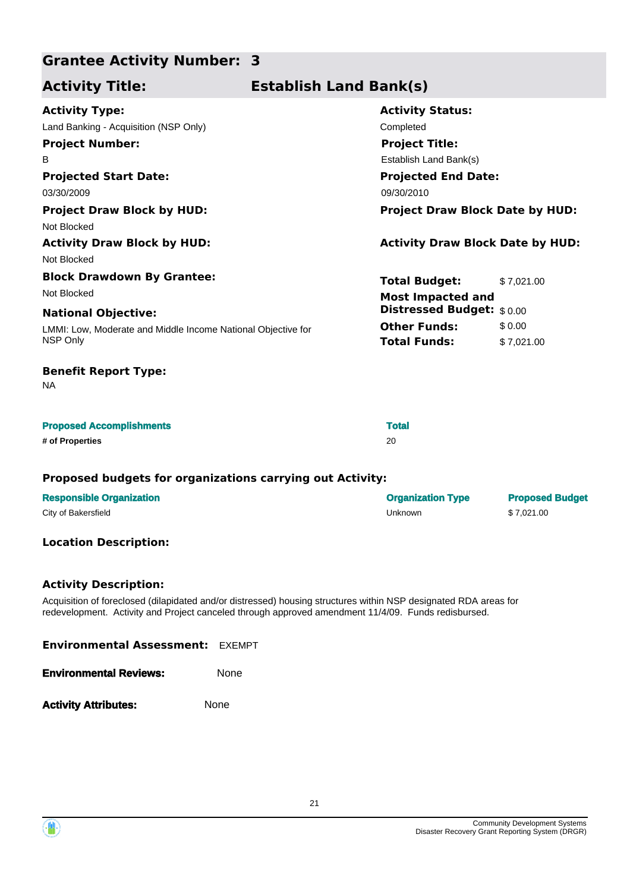## Grantee Activity Number: 3

## Activity Title: Establish Land Bank(s)

**Activity Type:**
Land Banking - Acquisition (NSP Only)

**Activity Status:**
Completed

**Project Number:**
B

**Project Title:**
Establish Land Bank(s)

**Projected Start Date:**
03/30/2009

**Projected End Date:**
09/30/2010

**Project Draw Block by HUD:**
Not Blocked

**Project Draw Block Date by HUD:**

**Activity Draw Block by HUD:**
Not Blocked

**Activity Draw Block Date by HUD:**

**Block Drawdown By Grantee:**
Not Blocked

**National Objective:**
LMMI: Low, Moderate and Middle Income National Objective for NSP Only

| | |
|---|---|
| **Total Budget:** | $ 7,021.00 |
| **Most Impacted and Distressed Budget:** | $ 0.00 |
| **Other Funds:** | $ 0.00 |
| **Total Funds:** | $ 7,021.00 |

**Benefit Report Type:**
NA

| Proposed Accomplishments | Total |
|---|---|
| **# of Properties** | 20 |

### Proposed budgets for organizations carrying out Activity:

| Responsible Organization | Organization Type | Proposed Budget |
|---|---|---|
| City of Bakersfield | Unknown | $ 7,021.00 |

### Location Description:

### Activity Description:

Acquisition of foreclosed (dilapidated and/or distressed) housing structures within NSP designated RDA areas for redevelopment. Activity and Project canceled through approved amendment 11/4/09. Funds redisbursed.

**Environmental Assessment:** EXEMPT

**Environmental Reviews:** None

**Activity Attributes:** None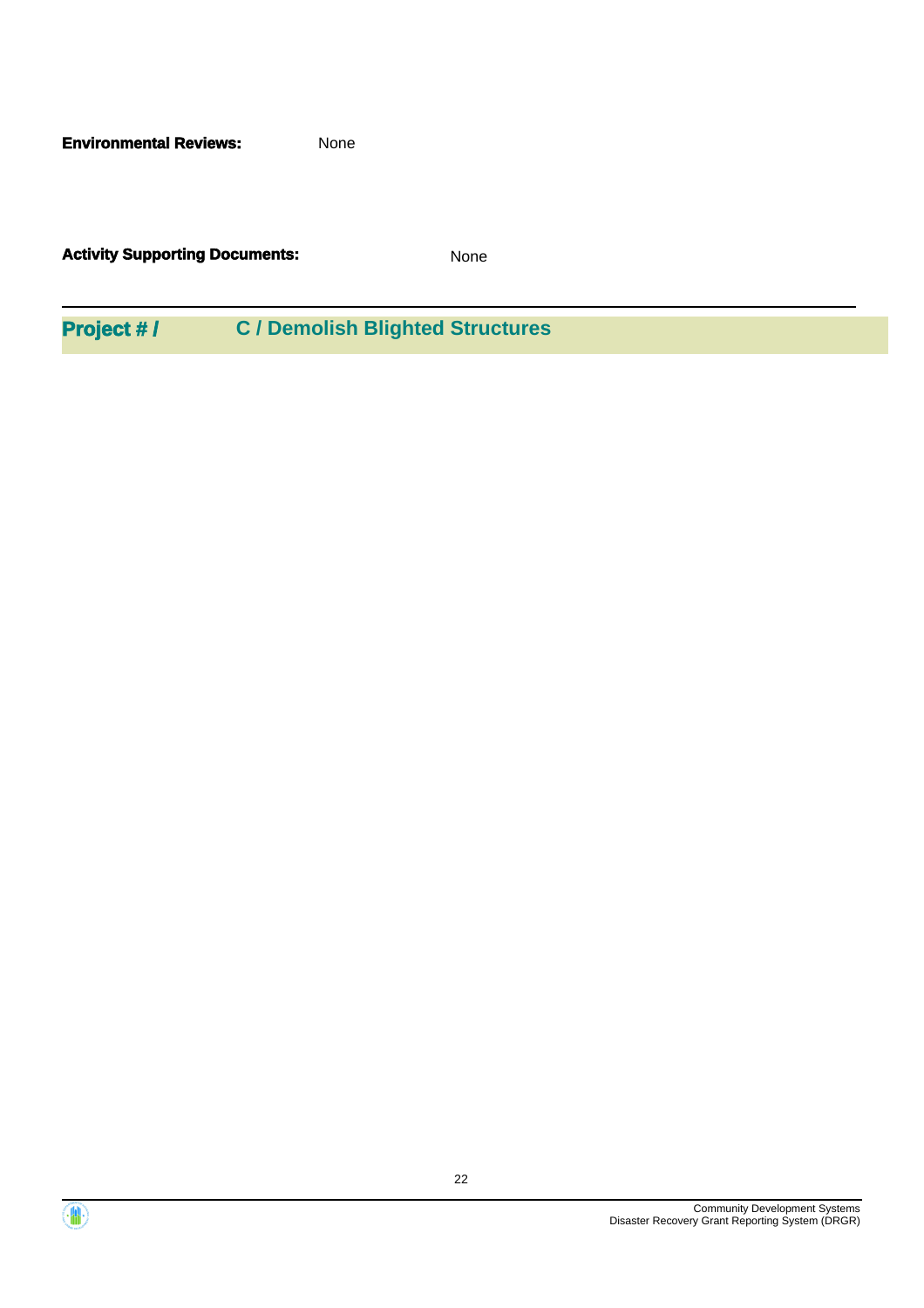**Environmental Reviews:** None

**Activity Supporting Documents:** None

---

## Project # / C / Demolish Blighted Structures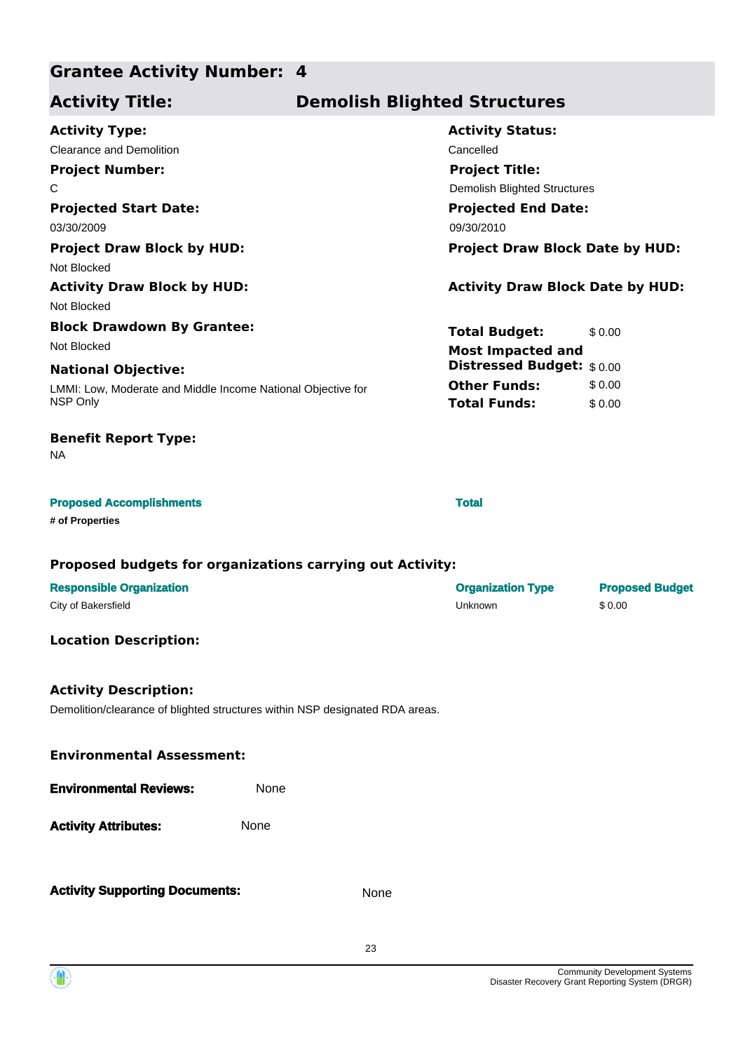## Grantee Activity Number: 4

## Activity Title: Demolish Blighted Structures

**Activity Type:**
Clearance and Demolition

**Activity Status:**
Cancelled

**Project Number:**
C

**Project Title:**
Demolish Blighted Structures

**Projected Start Date:**
03/30/2009

**Projected End Date:**
09/30/2010

**Project Draw Block by HUD:**
Not Blocked

**Project Draw Block Date by HUD:**

**Activity Draw Block by HUD:**
Not Blocked

**Activity Draw Block Date by HUD:**

**Block Drawdown By Grantee:**
Not Blocked

**National Objective:**
LMMI: Low, Moderate and Middle Income National Objective for NSP Only

| | |
|---|---|
| **Total Budget:** | $ 0.00 |
| **Most Impacted and Distressed Budget:** | $ 0.00 |
| **Other Funds:** | $ 0.00 |
| **Total Funds:** | $ 0.00 |

**Benefit Report Type:**
NA

| Proposed Accomplishments | Total |
|---|---|
| # of Properties | |

### Proposed budgets for organizations carrying out Activity:

| Responsible Organization | Organization Type | Proposed Budget |
|---|---|---|
| City of Bakersfield | Unknown | $ 0.00 |

### Location Description:

### Activity Description:

Demolition/clearance of blighted structures within NSP designated RDA areas.

### Environmental Assessment:

**Environmental Reviews:** None

**Activity Attributes:** None

**Activity Supporting Documents:** None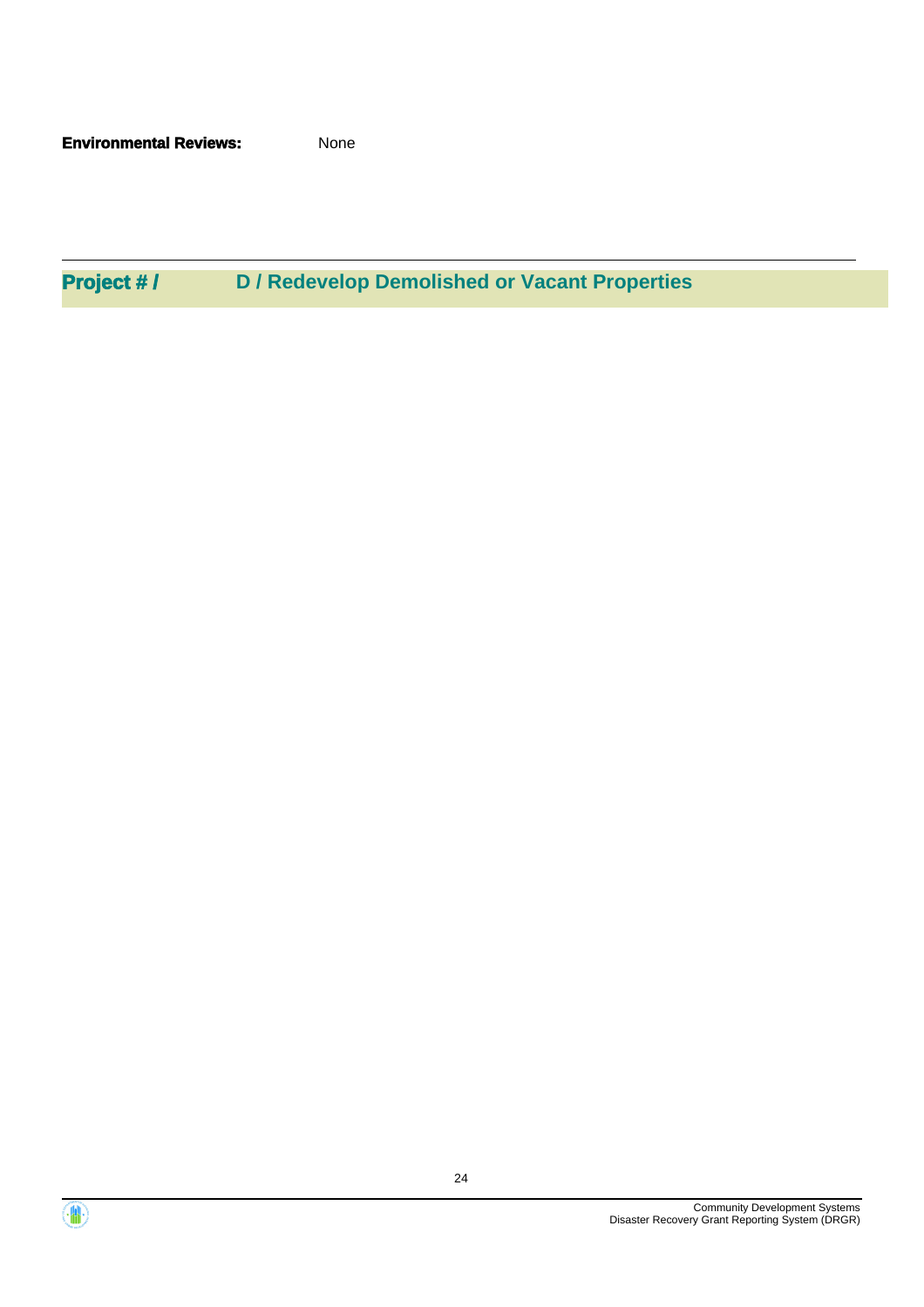**Environmental Reviews:** None

---

## Project # / D / Redevelop Demolished or Vacant Properties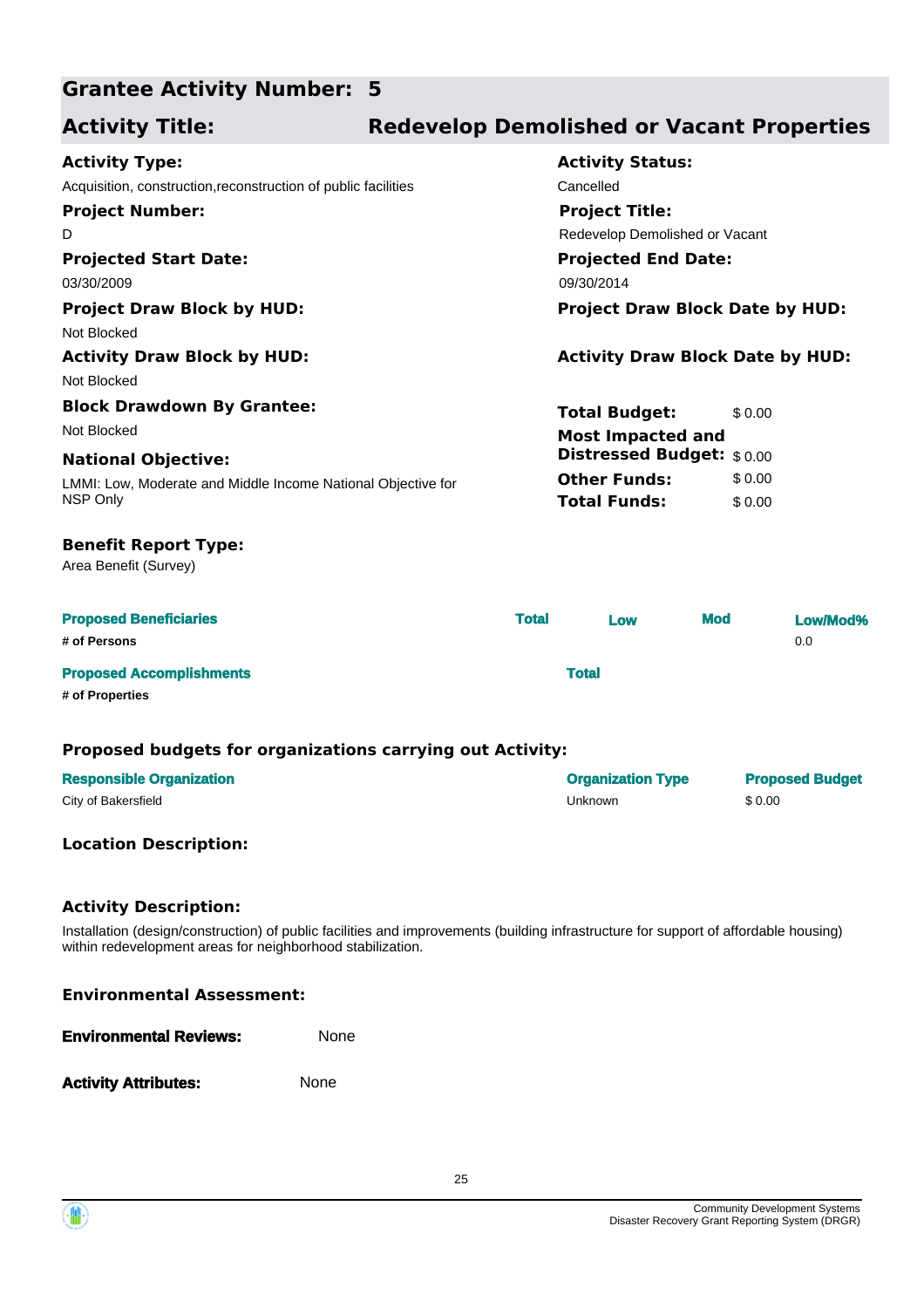## Grantee Activity Number: 5

## Activity Title: Redevelop Demolished or Vacant Properties

**Activity Type:**
Acquisition, construction,reconstruction of public facilities

**Activity Status:**
Cancelled

**Project Number:**
D

**Project Title:**
Redevelop Demolished or Vacant

**Projected Start Date:**
03/30/2009

**Projected End Date:**
09/30/2014

**Project Draw Block by HUD:**
Not Blocked

**Project Draw Block Date by HUD:**

**Activity Draw Block by HUD:**
Not Blocked

**Activity Draw Block Date by HUD:**

**Block Drawdown By Grantee:**
Not Blocked

**National Objective:**
LMMI: Low, Moderate and Middle Income National Objective for NSP Only

| | |
|---|---|
| **Total Budget:** | $ 0.00 |
| **Most Impacted and Distressed Budget:** | $ 0.00 |
| **Other Funds:** | $ 0.00 |
| **Total Funds:** | $ 0.00 |

**Benefit Report Type:**
Area Benefit (Survey)

| Proposed Beneficiaries | Total | Low | Mod | Low/Mod% |
|---|---|---|---|---|
| # of Persons | | | | 0.0 |

| Proposed Accomplishments | Total |
|---|---|
| # of Properties | |

### Proposed budgets for organizations carrying out Activity:

| Responsible Organization | Organization Type | Proposed Budget |
|---|---|---|
| City of Bakersfield | Unknown | $ 0.00 |

### Location Description:

### Activity Description:

Installation (design/construction) of public facilities and improvements (building infrastructure for support of affordable housing) within redevelopment areas for neighborhood stabilization.

### Environmental Assessment:

**Environmental Reviews:** None

**Activity Attributes:** None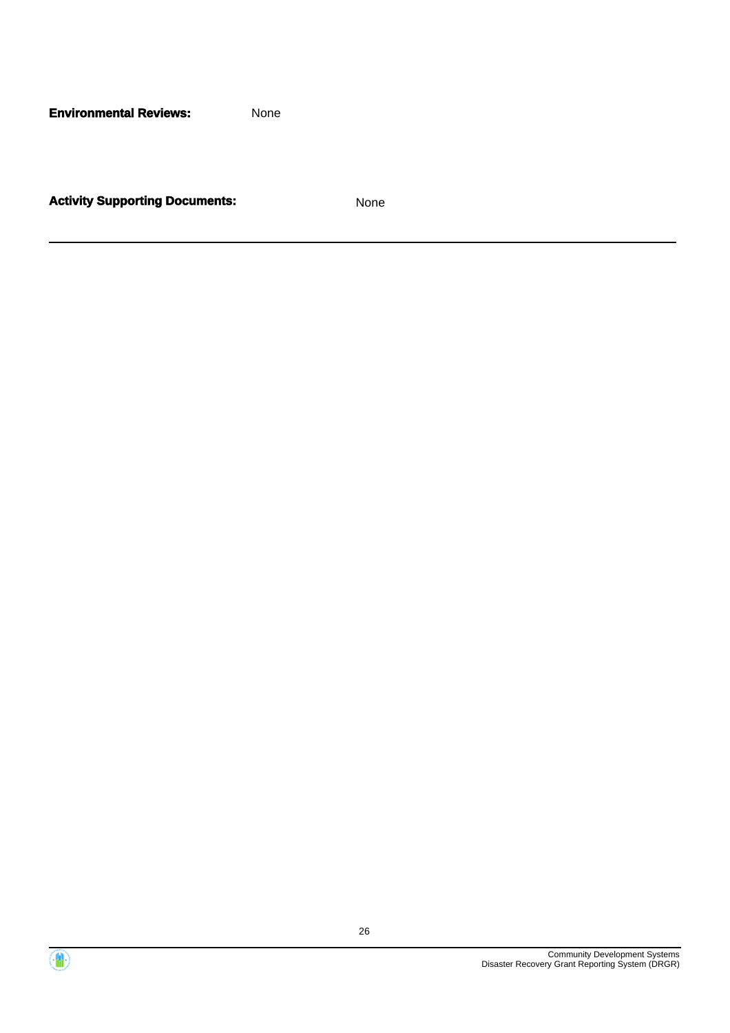**Environmental Reviews:** None

**Activity Supporting Documents:** None

---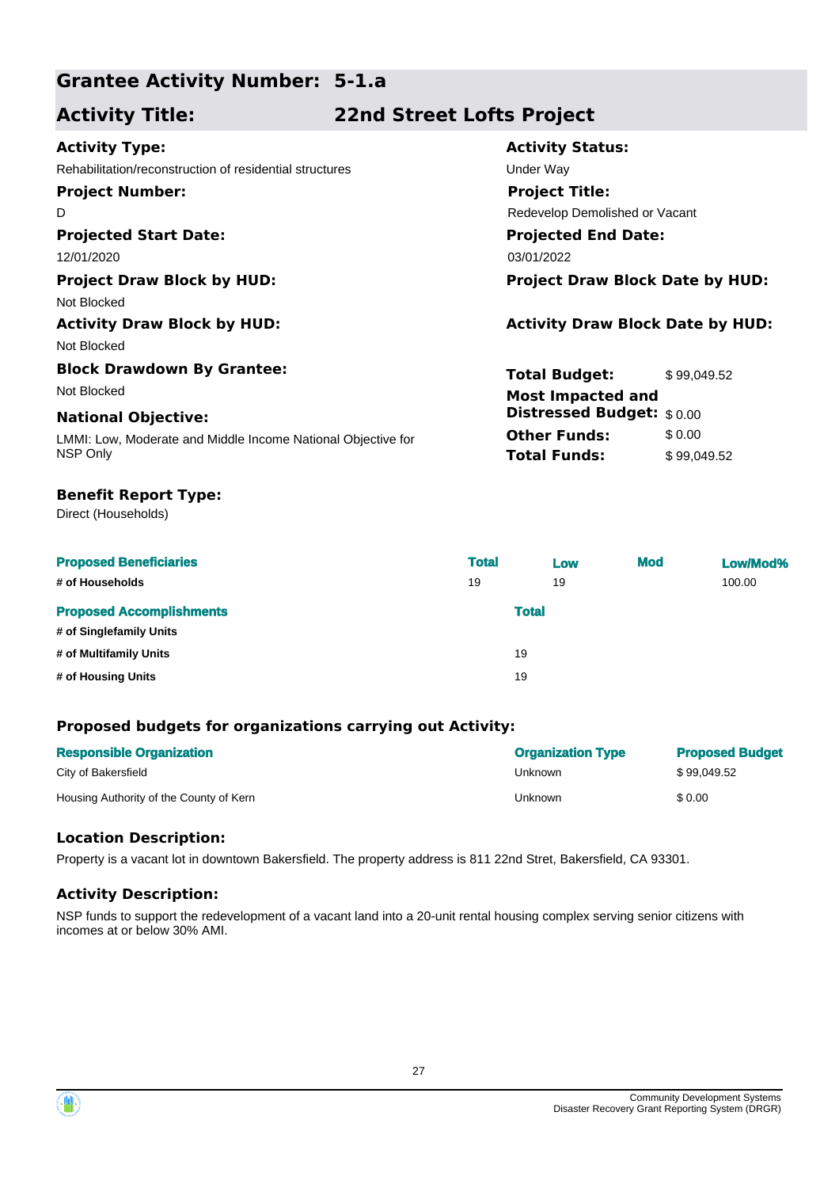## Grantee Activity Number: 5-1.a

## Activity Title: 22nd Street Lofts Project

**Activity Type:**
Rehabilitation/reconstruction of residential structures

**Activity Status:**
Under Way

**Project Number:**
D

**Project Title:**
Redevelop Demolished or Vacant

**Projected Start Date:**
12/01/2020

**Projected End Date:**
03/01/2022

**Project Draw Block by HUD:**
Not Blocked

**Project Draw Block Date by HUD:**

**Activity Draw Block by HUD:**
Not Blocked

**Activity Draw Block Date by HUD:**

**Block Drawdown By Grantee:**
Not Blocked

**Total Budget:** $ 99,049.52
**Most Impacted and Distressed Budget:** $ 0.00
**Other Funds:** $ 0.00
**Total Funds:** $ 99,049.52

**National Objective:**
LMMI: Low, Moderate and Middle Income National Objective for NSP Only

**Benefit Report Type:**
Direct (Households)

| Proposed Beneficiaries | Total | Low | Mod | Low/Mod% |
|---|---|---|---|---|
| # of Households | 19 | 19 | | 100.00 |

| Proposed Accomplishments | Total |
|---|---|
| # of Singlefamily Units | |
| # of Multifamily Units | 19 |
| # of Housing Units | 19 |

### Proposed budgets for organizations carrying out Activity:

| Responsible Organization | Organization Type | Proposed Budget |
|---|---|---|
| City of Bakersfield | Unknown | $ 99,049.52 |
| Housing Authority of the County of Kern | Unknown | $ 0.00 |

### Location Description:

Property is a vacant lot in downtown Bakersfield. The property address is 811 22nd Stret, Bakersfield, CA 93301.

### Activity Description:

NSP funds to support the redevelopment of a vacant land into a 20-unit rental housing complex serving senior citizens with incomes at or below 30% AMI.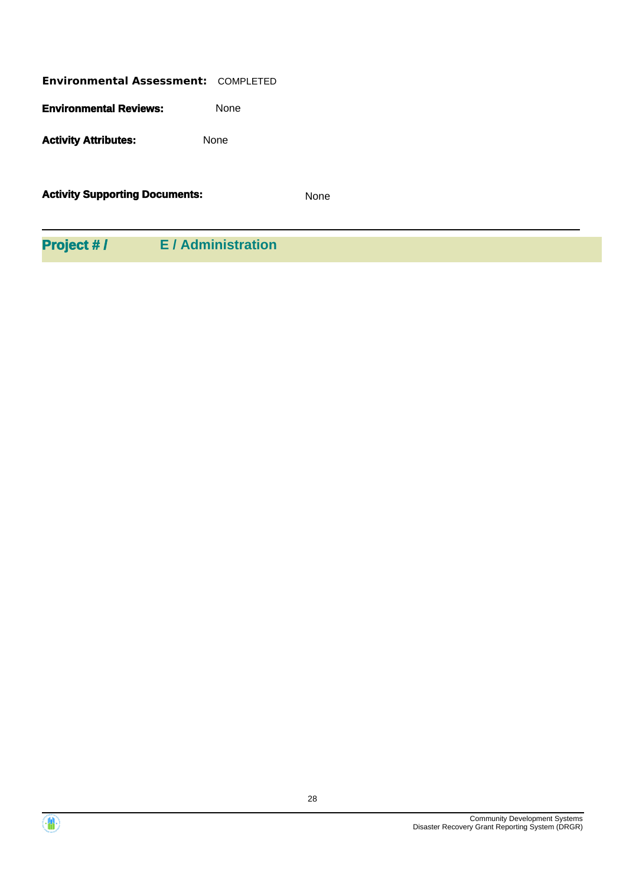**Environmental Assessment:** COMPLETED

**Environmental Reviews:** None

**Activity Attributes:** None

**Activity Supporting Documents:** None

---

## Project # / E / Administration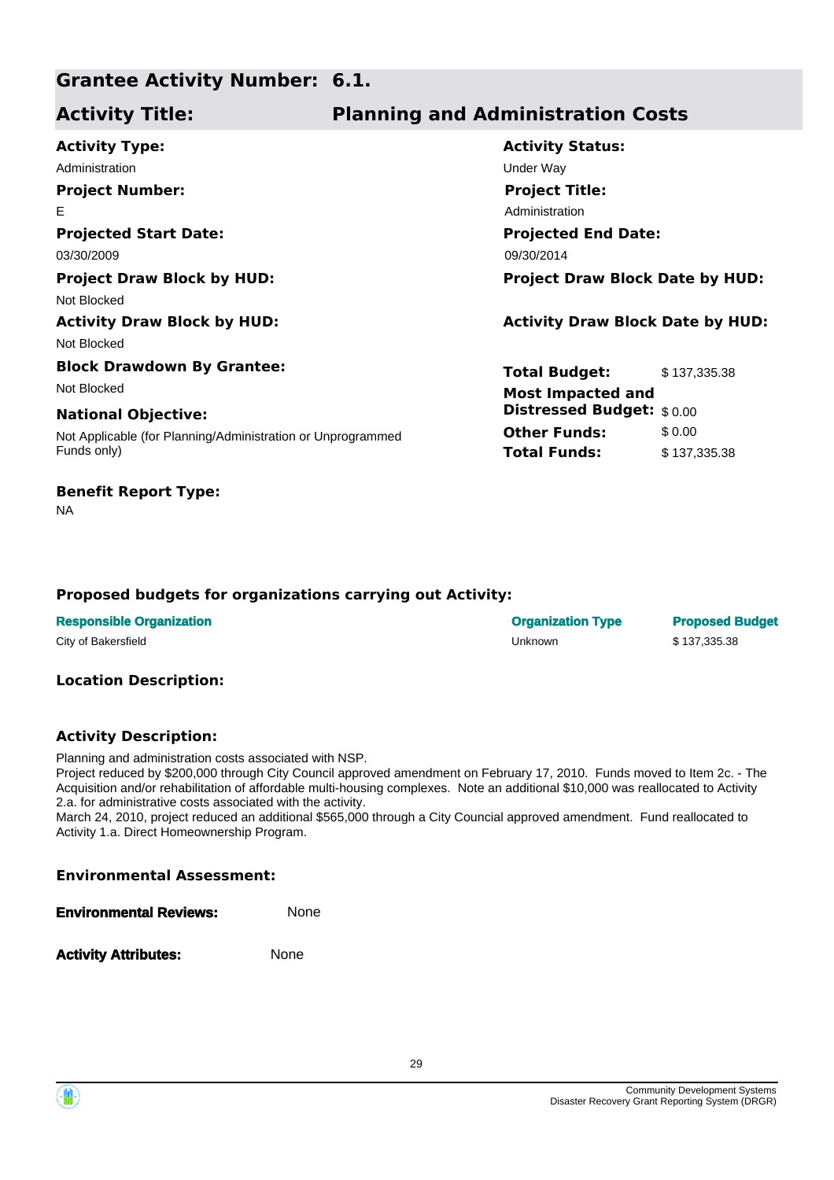## Grantee Activity Number: 6.1.

## Activity Title: Planning and Administration Costs

**Activity Type:**
Administration

**Activity Status:**
Under Way

**Project Number:**
E

**Project Title:**
Administration

**Projected Start Date:**
03/30/2009

**Projected End Date:**
09/30/2014

**Project Draw Block by HUD:**
Not Blocked

**Project Draw Block Date by HUD:**

**Activity Draw Block by HUD:**
Not Blocked

**Activity Draw Block Date by HUD:**

**Block Drawdown By Grantee:**
Not Blocked

**National Objective:**
Not Applicable (for Planning/Administration or Unprogrammed Funds only)

| | |
|---|---|
| **Total Budget:** | $ 137,335.38 |
| **Most Impacted and Distressed Budget:** | $ 0.00 |
| **Other Funds:** | $ 0.00 |
| **Total Funds:** | $ 137,335.38 |

**Benefit Report Type:**
NA

### Proposed budgets for organizations carrying out Activity:

| Responsible Organization | Organization Type | Proposed Budget |
|---|---|---|
| City of Bakersfield | Unknown | $ 137,335.38 |

### Location Description:

### Activity Description:

Planning and administration costs associated with NSP.
Project reduced by $200,000 through City Council approved amendment on February 17, 2010. Funds moved to Item 2c. - The Acquisition and/or rehabilitation of affordable multi-housing complexes. Note an additional $10,000 was reallocated to Activity 2.a. for administrative costs associated with the activity.
March 24, 2010, project reduced an additional $565,000 through a City Council approved amendment. Fund reallocated to Activity 1.a. Direct Homeownership Program.

### Environmental Assessment:

**Environmental Reviews:** None

**Activity Attributes:** None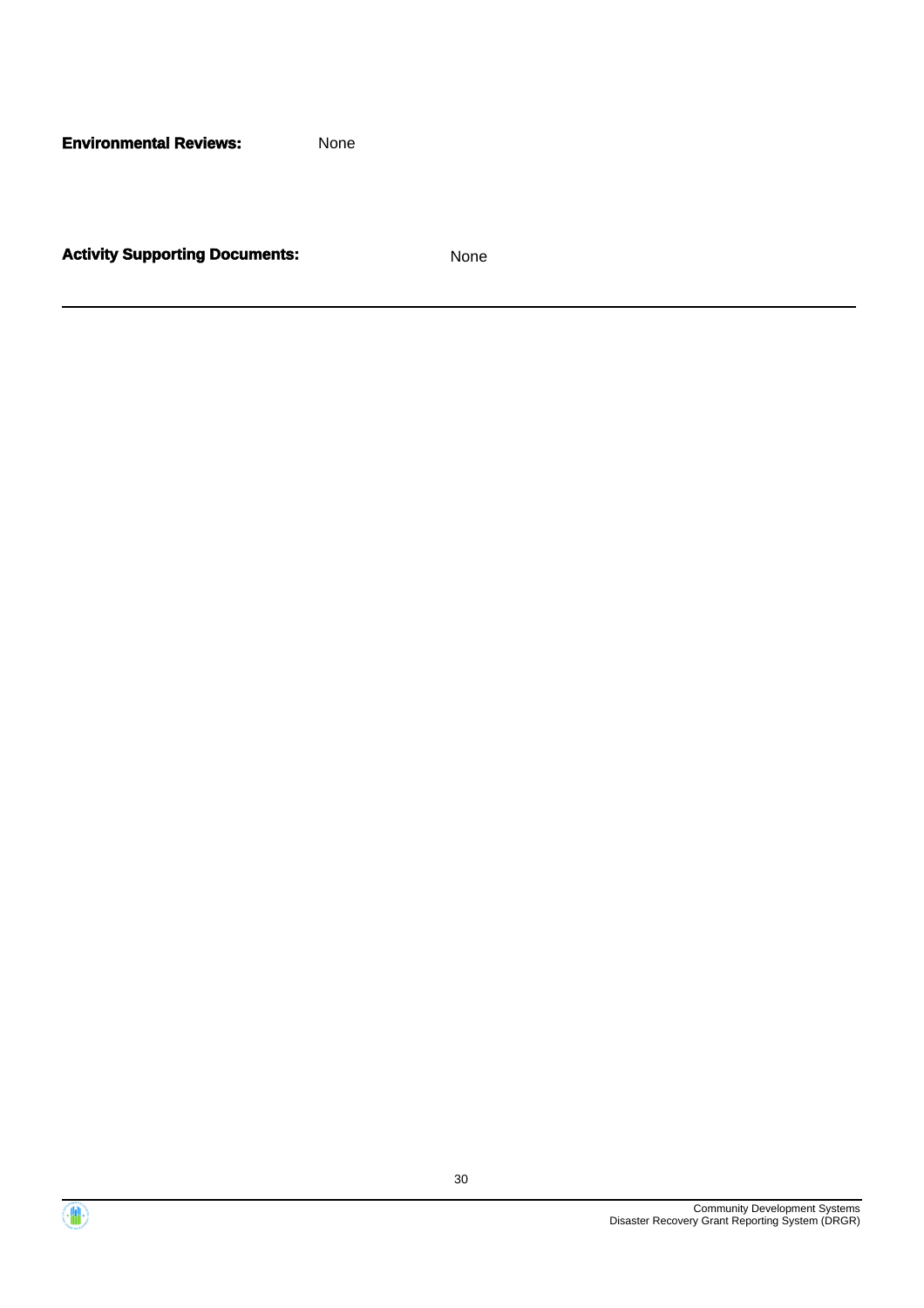**Environmental Reviews:** None

**Activity Supporting Documents:** None

---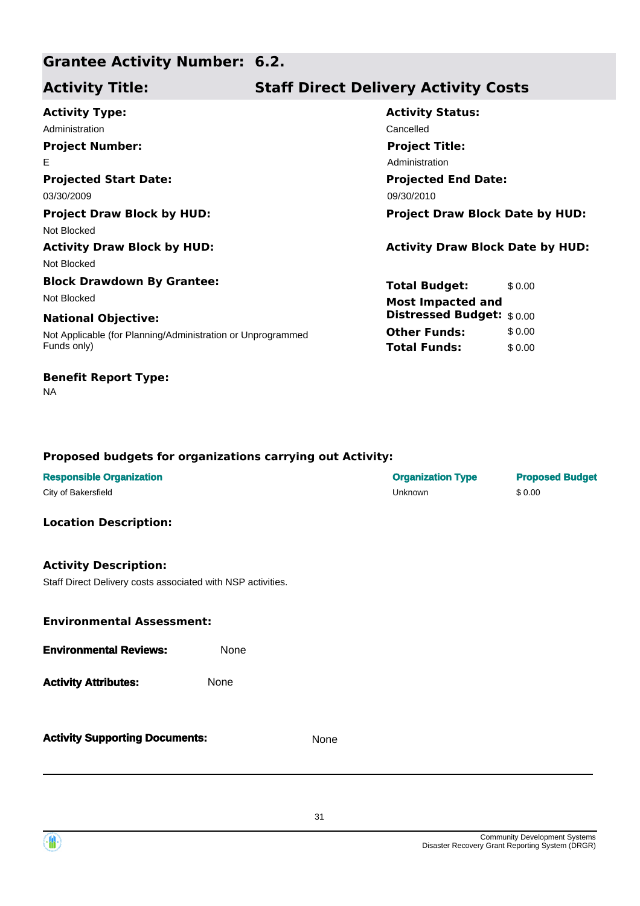## Grantee Activity Number: 6.2.

## Activity Title: Staff Direct Delivery Activity Costs

**Activity Type:**
Administration

**Activity Status:**
Cancelled

**Project Number:**
E

**Project Title:**
Administration

**Projected Start Date:**
03/30/2009

**Projected End Date:**
09/30/2010

**Project Draw Block by HUD:**
Not Blocked

**Project Draw Block Date by HUD:**

**Activity Draw Block by HUD:**
Not Blocked

**Activity Draw Block Date by HUD:**

**Block Drawdown By Grantee:**
Not Blocked

**National Objective:**
Not Applicable (for Planning/Administration or Unprogrammed Funds only)

| | |
|---|---|
| **Total Budget:** | $ 0.00 |
| **Most Impacted and Distressed Budget:** | $ 0.00 |
| **Other Funds:** | $ 0.00 |
| **Total Funds:** | $ 0.00 |

**Benefit Report Type:**
NA

### Proposed budgets for organizations carrying out Activity:

| Responsible Organization | Organization Type | Proposed Budget |
|---|---|---|
| City of Bakersfield | Unknown | $ 0.00 |

### Location Description:

### Activity Description:

Staff Direct Delivery costs associated with NSP activities.

### Environmental Assessment:

**Environmental Reviews:** None

**Activity Attributes:** None

**Activity Supporting Documents:** None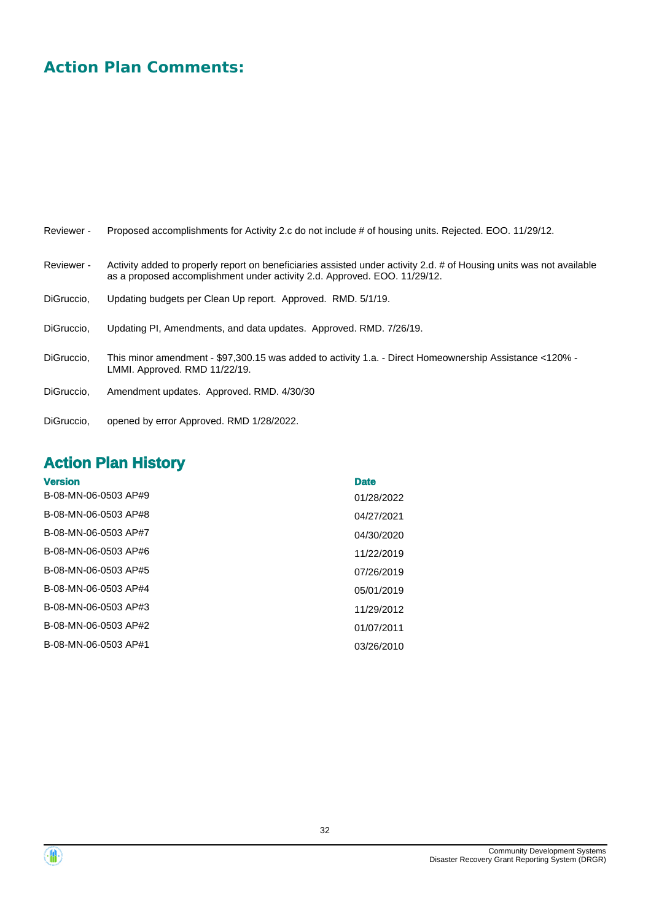## Action Plan Comments:

| | |
|---|---|
| Reviewer - | Proposed accomplishments for Activity 2.c do not include # of housing units. Rejected. EOO. 11/29/12. |
| Reviewer - | Activity added to properly report on beneficiaries assisted under activity 2.d. # of Housing units was not available as a proposed accomplishment under activity 2.d. Approved. EOO. 11/29/12. |
| DiGruccio, | Updating budgets per Clean Up report. Approved. RMD. 5/1/19. |
| DiGruccio, | Updating PI, Amendments, and data updates. Approved. RMD. 7/26/19. |
| DiGruccio, | This minor amendment - $97,300.15 was added to activity 1.a. - Direct Homeownership Assistance <120% - LMMI. Approved. RMD 11/22/19. |
| DiGruccio, | Amendment updates. Approved. RMD. 4/30/30 |
| DiGruccio, | opened by error Approved. RMD 1/28/2022. |

## Action Plan History

| Version | Date |
|---|---|
| B-08-MN-06-0503 AP#9 | 01/28/2022 |
| B-08-MN-06-0503 AP#8 | 04/27/2021 |
| B-08-MN-06-0503 AP#7 | 04/30/2020 |
| B-08-MN-06-0503 AP#6 | 11/22/2019 |
| B-08-MN-06-0503 AP#5 | 07/26/2019 |
| B-08-MN-06-0503 AP#4 | 05/01/2019 |
| B-08-MN-06-0503 AP#3 | 11/29/2012 |
| B-08-MN-06-0503 AP#2 | 01/07/2011 |
| B-08-MN-06-0503 AP#1 | 03/26/2010 |